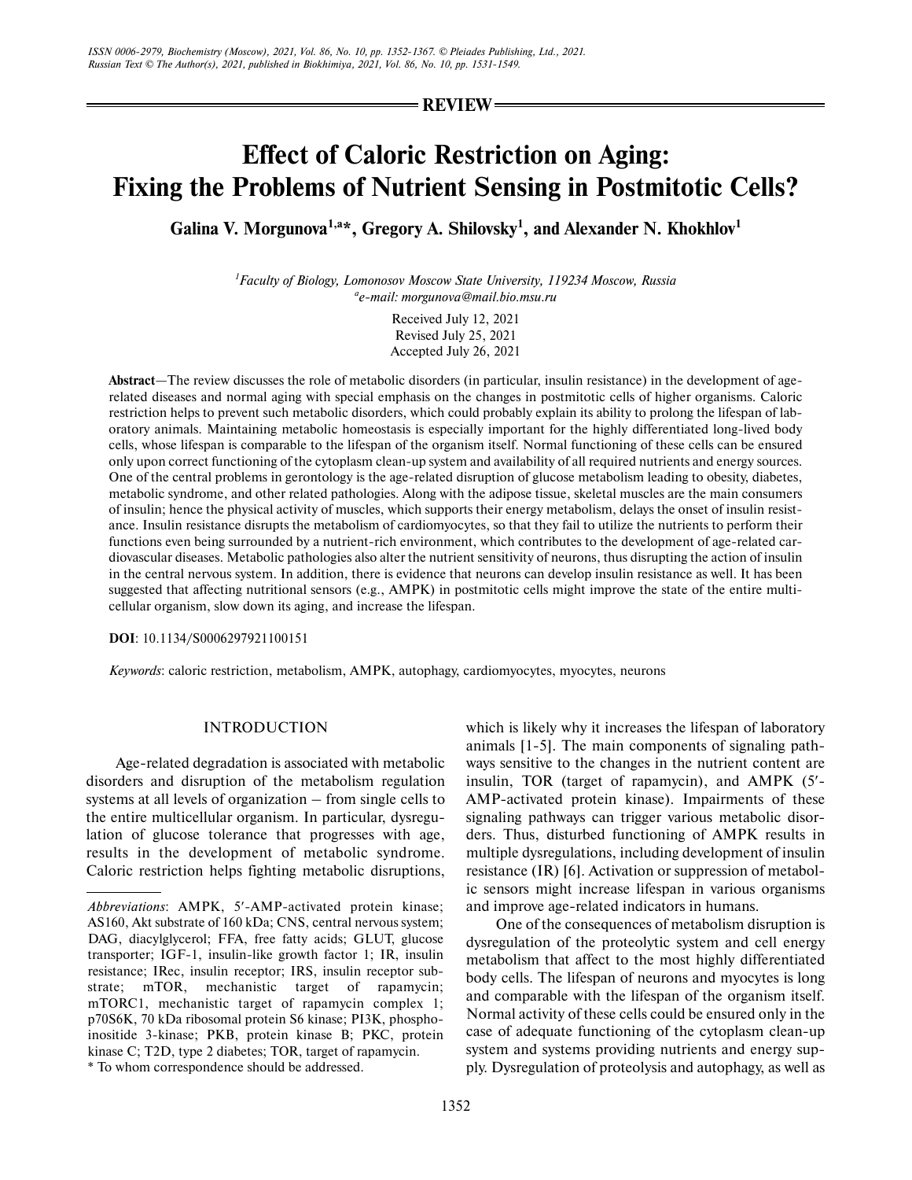**REVIEW**

# Effect of Caloric Restriction on Aging: Fixing the Problems of Nutrient Sensing in Postmitotic Cells?

**Galina V. Morgunova[1,a]*, Gregory A. Shilovsky[1], and Alexander N. Khokhlov[1]**

[1]*Faculty of Biology, Lomonosov Moscow State University, 119234 Moscow, Russia*
[a]*e-mail: morgunova@mail.bio.msu.ru*

Received July 12, 2021
Revised July 25, 2021
Accepted July 26, 2021

**Abstract**—The review discusses the role of metabolic disorders (in particular, insulin resistance) in the development of age-related diseases and normal aging with special emphasis on the changes in postmitotic cells of higher organisms. Caloric restriction helps to prevent such metabolic disorders, which could probably explain its ability to prolong the lifespan of laboratory animals. Maintaining metabolic homeostasis is especially important for the highly differentiated long-lived body cells, whose lifespan is comparable to the lifespan of the organism itself. Normal functioning of these cells can be ensured only upon correct functioning of the cytoplasm clean-up system and availability of all required nutrients and energy sources. One of the central problems in gerontology is the age-related disruption of glucose metabolism leading to obesity, diabetes, metabolic syndrome, and other related pathologies. Along with the adipose tissue, skeletal muscles are the main consumers of insulin; hence the physical activity of muscles, which supports their energy metabolism, delays the onset of insulin resistance. Insulin resistance disrupts the metabolism of cardiomyocytes, so that they fail to utilize the nutrients to perform their functions even being surrounded by a nutrient-rich environment, which contributes to the development of age-related cardiovascular diseases. Metabolic pathologies also alter the nutrient sensitivity of neurons, thus disrupting the action of insulin in the central nervous system. In addition, there is evidence that neurons can develop insulin resistance as well. It has been suggested that affecting nutritional sensors (e.g., AMPK) in postmitotic cells might improve the state of the entire multicellular organism, slow down its aging, and increase the lifespan.

**DOI**: 10.1134/S0006297921100151

*Keywords*: caloric restriction, metabolism, AMPK, autophagy, cardiomyocytes, myocytes, neurons

## INTRODUCTION

Age-related degradation is associated with metabolic disorders and disruption of the metabolism regulation systems at all levels of organization – from single cells to the entire multicellular organism. In particular, dysregulation of glucose tolerance that progresses with age, results in the development of metabolic syndrome. Caloric restriction helps fighting metabolic disruptions, which is likely why it increases the lifespan of laboratory animals [1-5]. The main components of signaling pathways sensitive to the changes in the nutrient content are insulin, TOR (target of rapamycin), and AMPK (5′-AMP-activated protein kinase). Impairments of these signaling pathways can trigger various metabolic disorders. Thus, disturbed functioning of AMPK results in multiple dysregulations, including development of insulin resistance (IR) [6]. Activation or suppression of metabolic sensors might increase lifespan in various organisms and improve age-related indicators in humans.

One of the consequences of metabolism disruption is dysregulation of the proteolytic system and cell energy metabolism that affect to the most highly differentiated body cells. The lifespan of neurons and myocytes is long and comparable with the lifespan of the organism itself. Normal activity of these cells could be ensured only in the case of adequate functioning of the cytoplasm clean-up system and systems providing nutrients and energy supply. Dysregulation of proteolysis and autophagy, as well as

---

*Abbreviations*: AMPK, 5′-AMP-activated protein kinase; AS160, Akt substrate of 160 kDa; CNS, central nervous system; DAG, diacylglycerol; FFA, free fatty acids; GLUT, glucose transporter; IGF-1, insulin-like growth factor 1; IR, insulin resistance; IRec, insulin receptor; IRS, insulin receptor substrate; mTOR, mechanistic target of rapamycin; mTORC1, mechanistic target of rapamycin complex 1; p70S6K, 70 kDa ribosomal protein S6 kinase; PI3K, phosphoinositide 3-kinase; PKB, protein kinase B; PKC, protein kinase C; T2D, type 2 diabetes; TOR, target of rapamycin.

\* To whom correspondence should be addressed.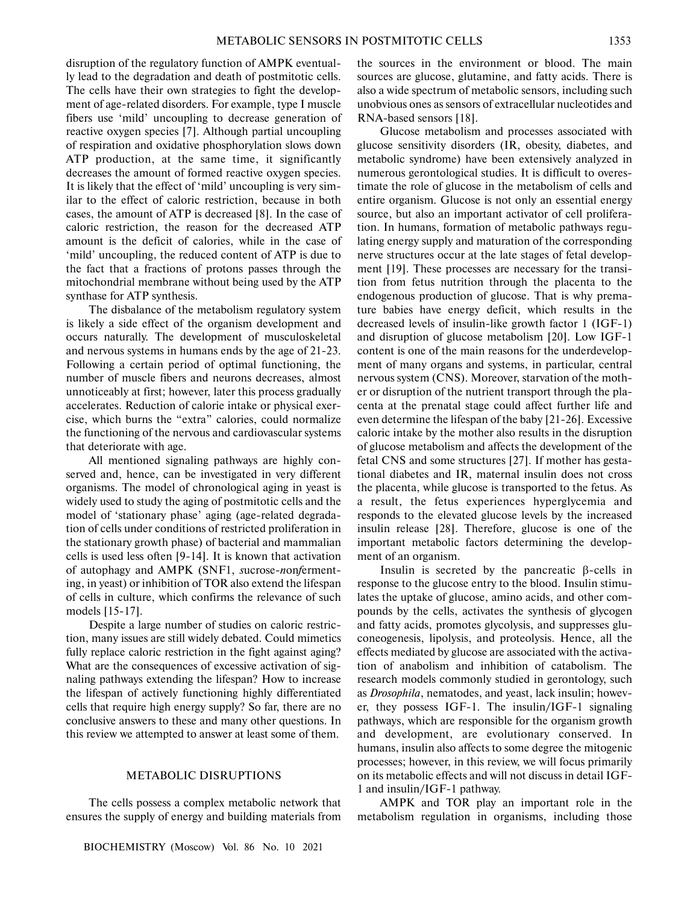disruption of the regulatory function of AMPK eventually lead to the degradation and death of postmitotic cells. The cells have their own strategies to fight the development of age-related disorders. For example, type I muscle fibers use 'mild' uncoupling to decrease generation of reactive oxygen species [7]. Although partial uncoupling of respiration and oxidative phosphorylation slows down ATP production, at the same time, it significantly decreases the amount of formed reactive oxygen species. It is likely that the effect of 'mild' uncoupling is very similar to the effect of caloric restriction, because in both cases, the amount of ATP is decreased [8]. In the case of caloric restriction, the reason for the decreased ATP amount is the deficit of calories, while in the case of 'mild' uncoupling, the reduced content of ATP is due to the fact that a fractions of protons passes through the mitochondrial membrane without being used by the ATP synthase for ATP synthesis.

The disbalance of the metabolism regulatory system is likely a side effect of the organism development and occurs naturally. The development of musculoskeletal and nervous systems in humans ends by the age of 21-23. Following a certain period of optimal functioning, the number of muscle fibers and neurons decreases, almost unnoticeably at first; however, later this process gradually accelerates. Reduction of calorie intake or physical exercise, which burns the "extra" calories, could normalize the functioning of the nervous and cardiovascular systems that deteriorate with age.

All mentioned signaling pathways are highly conserved and, hence, can be investigated in very different organisms. The model of chronological aging in yeast is widely used to study the aging of postmitotic cells and the model of 'stationary phase' aging (age-related degradation of cells under conditions of restricted proliferation in the stationary growth phase) of bacterial and mammalian cells is used less often [9-14]. It is known that activation of autophagy and AMPK (SNF1, *s*ucrose-*n*on*f*ermenting, in yeast) or inhibition of TOR also extend the lifespan of cells in culture, which confirms the relevance of such models [15-17].

Despite a large number of studies on caloric restriction, many issues are still widely debated. Could mimetics fully replace caloric restriction in the fight against aging? What are the consequences of excessive activation of signaling pathways extending the lifespan? How to increase the lifespan of actively functioning highly differentiated cells that require high energy supply? So far, there are no conclusive answers to these and many other questions. In this review we attempted to answer at least some of them.

## METABOLIC DISRUPTIONS

The cells possess a complex metabolic network that ensures the supply of energy and building materials from the sources in the environment or blood. The main sources are glucose, glutamine, and fatty acids. There is also a wide spectrum of metabolic sensors, including such unobvious ones as sensors of extracellular nucleotides and RNA-based sensors [18].

Glucose metabolism and processes associated with glucose sensitivity disorders (IR, obesity, diabetes, and metabolic syndrome) have been extensively analyzed in numerous gerontological studies. It is difficult to overestimate the role of glucose in the metabolism of cells and entire organism. Glucose is not only an essential energy source, but also an important activator of cell proliferation. In humans, formation of metabolic pathways regulating energy supply and maturation of the corresponding nerve structures occur at the late stages of fetal development [19]. These processes are necessary for the transition from fetus nutrition through the placenta to the endogenous production of glucose. That is why premature babies have energy deficit, which results in the decreased levels of insulin-like growth factor 1 (IGF-1) and disruption of glucose metabolism [20]. Low IGF-1 content is one of the main reasons for the underdevelopment of many organs and systems, in particular, central nervous system (CNS). Moreover, starvation of the mother or disruption of the nutrient transport through the placenta at the prenatal stage could affect further life and even determine the lifespan of the baby [21-26]. Excessive caloric intake by the mother also results in the disruption of glucose metabolism and affects the development of the fetal CNS and some structures [27]. If mother has gestational diabetes and IR, maternal insulin does not cross the placenta, while glucose is transported to the fetus. As a result, the fetus experiences hyperglycemia and responds to the elevated glucose levels by the increased insulin release [28]. Therefore, glucose is one of the important metabolic factors determining the development of an organism.

Insulin is secreted by the pancreatic $\beta$-cells in response to the glucose entry to the blood. Insulin stimulates the uptake of glucose, amino acids, and other compounds by the cells, activates the synthesis of glycogen and fatty acids, promotes glycolysis, and suppresses gluconeogenesis, lipolysis, and proteolysis. Hence, all the effects mediated by glucose are associated with the activation of anabolism and inhibition of catabolism. The research models commonly studied in gerontology, such as *Drosophila*, nematodes, and yeast, lack insulin; however, they possess IGF-1. The insulin/IGF-1 signaling pathways, which are responsible for the organism growth and development, are evolutionary conserved. In humans, insulin also affects to some degree the mitogenic processes; however, in this review, we will focus primarily on its metabolic effects and will not discuss in detail IGF-1 and insulin/IGF-1 pathway.

AMPK and TOR play an important role in the metabolism regulation in organisms, including those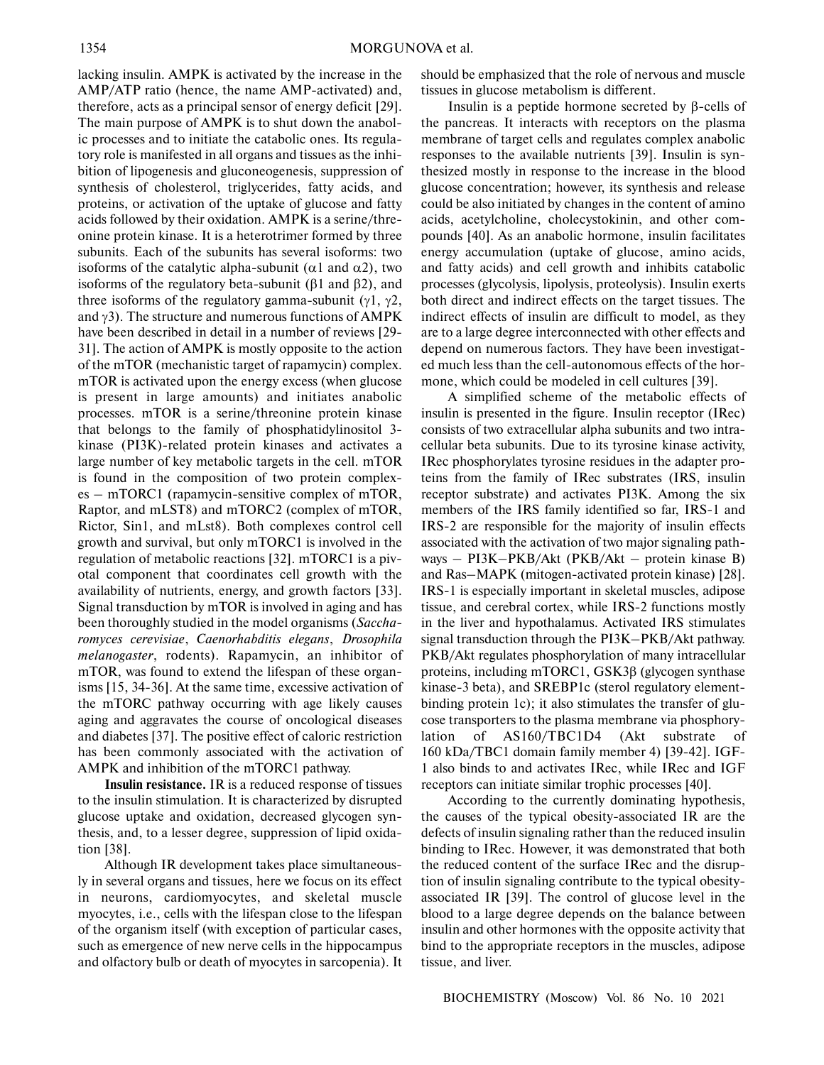lacking insulin. AMPK is activated by the increase in the AMP/ATP ratio (hence, the name AMP-activated) and, therefore, acts as a principal sensor of energy deficit [29]. The main purpose of AMPK is to shut down the anabolic processes and to initiate the catabolic ones. Its regulatory role is manifested in all organs and tissues as the inhibition of lipogenesis and gluconeogenesis, suppression of synthesis of cholesterol, triglycerides, fatty acids, and proteins, or activation of the uptake of glucose and fatty acids followed by their oxidation. AMPK is a serine/threonine protein kinase. It is a heterotrimer formed by three subunits. Each of the subunits has several isoforms: two isoforms of the catalytic alpha-subunit ($\alpha1$ and $\alpha2$), two isoforms of the regulatory beta-subunit ($\beta1$ and $\beta2$), and three isoforms of the regulatory gamma-subunit ($\gamma1$, $\gamma2$, and $\gamma3$). The structure and numerous functions of AMPK have been described in detail in a number of reviews [29-31]. The action of AMPK is mostly opposite to the action of the mTOR (mechanistic target of rapamycin) complex. mTOR is activated upon the energy excess (when glucose is present in large amounts) and initiates anabolic processes. mTOR is a serine/threonine protein kinase that belongs to the family of phosphatidylinositol 3-kinase (PI3K)-related protein kinases and activates a large number of key metabolic targets in the cell. mTOR is found in the composition of two protein complexes – mTORC1 (rapamycin-sensitive complex of mTOR, Raptor, and mLST8) and mTORC2 (complex of mTOR, Rictor, Sin1, and mLst8). Both complexes control cell growth and survival, but only mTORC1 is involved in the regulation of metabolic reactions [32]. mTORC1 is a pivotal component that coordinates cell growth with the availability of nutrients, energy, and growth factors [33]. Signal transduction by mTOR is involved in aging and has been thoroughly studied in the model organisms (*Saccharomyces cerevisiae*, *Caenorhabditis elegans*, *Drosophila melanogaster*, rodents). Rapamycin, an inhibitor of mTOR, was found to extend the lifespan of these organisms [15, 34-36]. At the same time, excessive activation of the mTORC pathway occurring with age likely causes aging and aggravates the course of oncological diseases and diabetes [37]. The positive effect of caloric restriction has been commonly associated with the activation of AMPK and inhibition of the mTORC1 pathway.

**Insulin resistance.** IR is a reduced response of tissues to the insulin stimulation. It is characterized by disrupted glucose uptake and oxidation, decreased glycogen synthesis, and, to a lesser degree, suppression of lipid oxidation [38].

Although IR development takes place simultaneously in several organs and tissues, here we focus on its effect in neurons, cardiomyocytes, and skeletal muscle myocytes, i.e., cells with the lifespan close to the lifespan of the organism itself (with exception of particular cases, such as emergence of new nerve cells in the hippocampus and olfactory bulb or death of myocytes in sarcopenia). It should be emphasized that the role of nervous and muscle tissues in glucose metabolism is different.

Insulin is a peptide hormone secreted by $\beta$-cells of the pancreas. It interacts with receptors on the plasma membrane of target cells and regulates complex anabolic responses to the available nutrients [39]. Insulin is synthesized mostly in response to the increase in the blood glucose concentration; however, its synthesis and release could be also initiated by changes in the content of amino acids, acetylcholine, cholecystokinin, and other compounds [40]. As an anabolic hormone, insulin facilitates energy accumulation (uptake of glucose, amino acids, and fatty acids) and cell growth and inhibits catabolic processes (glycolysis, lipolysis, proteolysis). Insulin exerts both direct and indirect effects on the target tissues. The indirect effects of insulin are difficult to model, as they are to a large degree interconnected with other effects and depend on numerous factors. They have been investigated much less than the cell-autonomous effects of the hormone, which could be modeled in cell cultures [39].

A simplified scheme of the metabolic effects of insulin is presented in the figure. Insulin receptor (IRec) consists of two extracellular alpha subunits and two intracellular beta subunits. Due to its tyrosine kinase activity, IRec phosphorylates tyrosine residues in the adapter proteins from the family of IRec substrates (IRS, insulin receptor substrate) and activates PI3K. Among the six members of the IRS family identified so far, IRS-1 and IRS-2 are responsible for the majority of insulin effects associated with the activation of two major signaling pathways – PI3K–PKB/Akt (PKB/Akt – protein kinase B) and Ras–MAPK (mitogen-activated protein kinase) [28]. IRS-1 is especially important in skeletal muscles, adipose tissue, and cerebral cortex, while IRS-2 functions mostly in the liver and hypothalamus. Activated IRS stimulates signal transduction through the PI3K–PKB/Akt pathway. PKB/Akt regulates phosphorylation of many intracellular proteins, including mTORC1, GSK3$\beta$ (glycogen synthase kinase-3 beta), and SREBP1c (sterol regulatory element-binding protein 1c); it also stimulates the transfer of glucose transporters to the plasma membrane via phosphorylation of AS160/TBC1D4 (Akt substrate of 160 kDa/TBC1 domain family member 4) [39-42]. IGF-1 also binds to and activates IRec, while IRec and IGF receptors can initiate similar trophic processes [40].

According to the currently dominating hypothesis, the causes of the typical obesity-associated IR are the defects of insulin signaling rather than the reduced insulin binding to IRec. However, it was demonstrated that both the reduced content of the surface IRec and the disruption of insulin signaling contribute to the typical obesity-associated IR [39]. The control of glucose level in the blood to a large degree depends on the balance between insulin and other hormones with the opposite activity that bind to the appropriate receptors in the muscles, adipose tissue, and liver.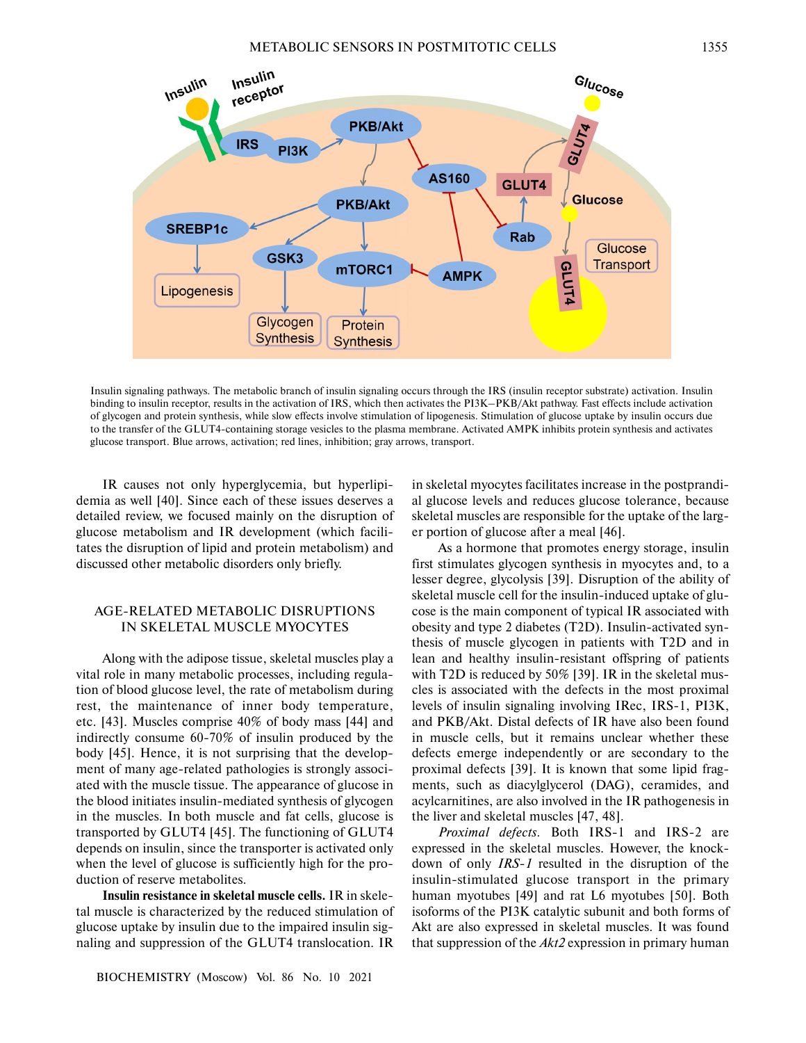Insulin signaling pathways. The metabolic branch of insulin signaling occurs through the IRS (insulin receptor substrate) activation. Insulin binding to insulin receptor, results in the activation of IRS, which then activates the PI3K–PKB/Akt pathway. Fast effects include activation of glycogen and protein synthesis, while slow effects involve stimulation of lipogenesis. Stimulation of glucose uptake by insulin occurs due to the transfer of the GLUT4-containing storage vesicles to the plasma membrane. Activated AMPK inhibits protein synthesis and activates glucose transport. Blue arrows, activation; red lines, inhibition; gray arrows, transport.

IR causes not only hyperglycemia, but hyperlipidemia as well [40]. Since each of these issues deserves a detailed review, we focused mainly on the disruption of glucose metabolism and IR development (which facilitates the disruption of lipid and protein metabolism) and discussed other metabolic disorders only briefly.

## AGE-RELATED METABOLIC DISRUPTIONS IN SKELETAL MUSCLE MYOCYTES

Along with the adipose tissue, skeletal muscles play a vital role in many metabolic processes, including regulation of blood glucose level, the rate of metabolism during rest, the maintenance of inner body temperature, etc. [43]. Muscles comprise 40% of body mass [44] and indirectly consume 60-70% of insulin produced by the body [45]. Hence, it is not surprising that the development of many age-related pathologies is strongly associated with the muscle tissue. The appearance of glucose in the blood initiates insulin-mediated synthesis of glycogen in the muscles. In both muscle and fat cells, glucose is transported by GLUT4 [45]. The functioning of GLUT4 depends on insulin, since the transporter is activated only when the level of glucose is sufficiently high for the production of reserve metabolites.

**Insulin resistance in skeletal muscle cells.** IR in skeletal muscle is characterized by the reduced stimulation of glucose uptake by insulin due to the impaired insulin signaling and suppression of the GLUT4 translocation. IR in skeletal myocytes facilitates increase in the postprandial glucose levels and reduces glucose tolerance, because skeletal muscles are responsible for the uptake of the larger portion of glucose after a meal [46].

As a hormone that promotes energy storage, insulin first stimulates glycogen synthesis in myocytes and, to a lesser degree, glycolysis [39]. Disruption of the ability of skeletal muscle cell for the insulin-induced uptake of glucose is the main component of typical IR associated with obesity and type 2 diabetes (T2D). Insulin-activated synthesis of muscle glycogen in patients with T2D and in lean and healthy insulin-resistant offspring of patients with T2D is reduced by 50% [39]. IR in the skeletal muscles is associated with the defects in the most proximal levels of insulin signaling involving IRec, IRS-1, PI3K, and PKB/Akt. Distal defects of IR have also been found in muscle cells, but it remains unclear whether these defects emerge independently or are secondary to the proximal defects [39]. It is known that some lipid fragments, such as diacylglycerol (DAG), ceramides, and acylcarnitines, are also involved in the IR pathogenesis in the liver and skeletal muscles [47, 48].

*Proximal defects.* Both IRS-1 and IRS-2 are expressed in the skeletal muscles. However, the knockdown of only *IRS-1* resulted in the disruption of the insulin-stimulated glucose transport in the primary human myotubes [49] and rat L6 myotubes [50]. Both isoforms of the PI3K catalytic subunit and both forms of Akt are also expressed in skeletal muscles. It was found that suppression of the *Akt2* expression in primary human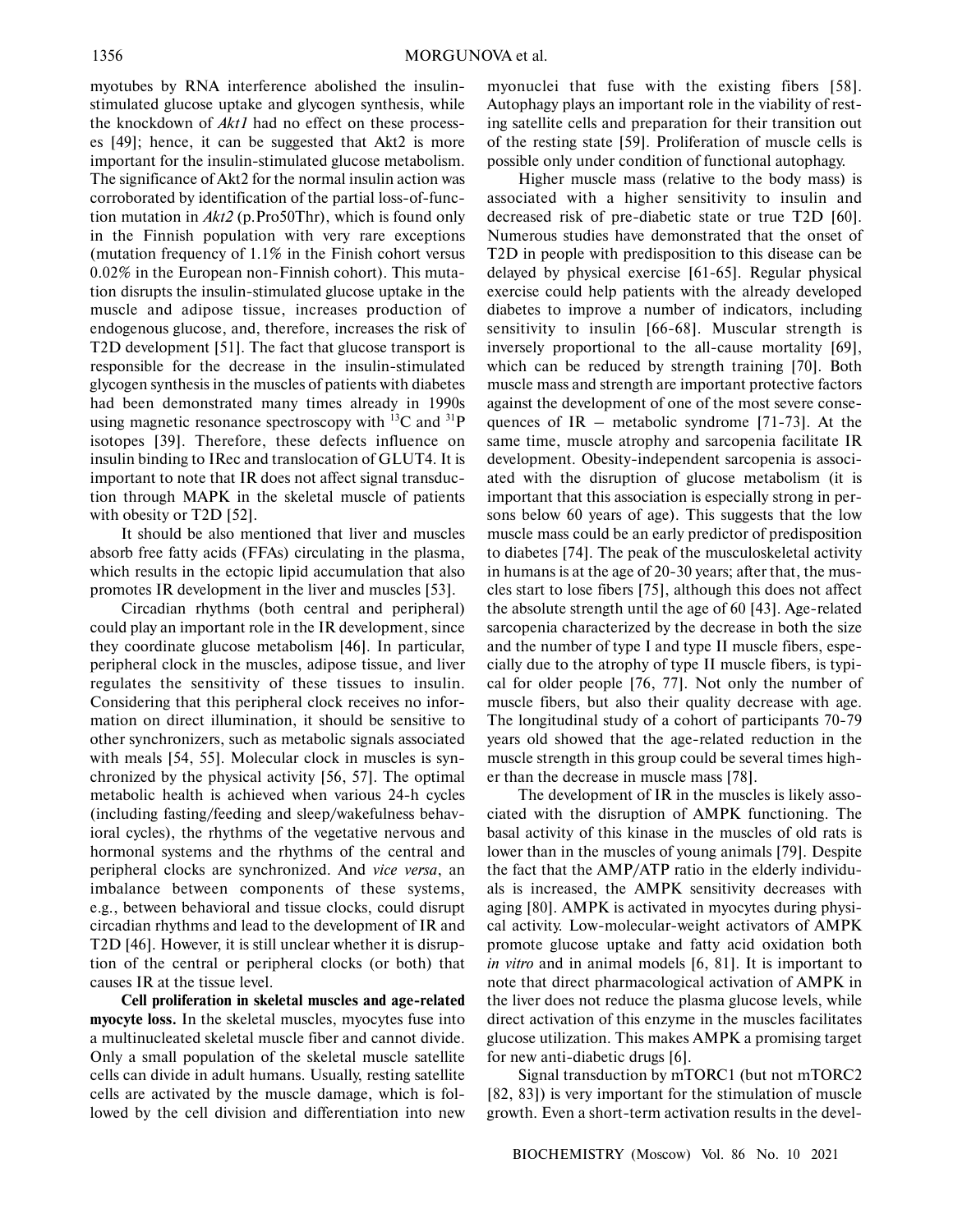myotubes by RNA interference abolished the insulin-stimulated glucose uptake and glycogen synthesis, while the knockdown of *Akt1* had no effect on these processes [49]; hence, it can be suggested that Akt2 is more important for the insulin-stimulated glucose metabolism. The significance of Akt2 for the normal insulin action was corroborated by identification of the partial loss-of-function mutation in *Akt2* (p.Pro50Thr), which is found only in the Finnish population with very rare exceptions (mutation frequency of 1.1% in the Finish cohort versus 0.02% in the European non-Finnish cohort). This mutation disrupts the insulin-stimulated glucose uptake in the muscle and adipose tissue, increases production of endogenous glucose, and, therefore, increases the risk of T2D development [51]. The fact that glucose transport is responsible for the decrease in the insulin-stimulated glycogen synthesis in the muscles of patients with diabetes had been demonstrated many times already in 1990s using magnetic resonance spectroscopy with $^{13}C$ and $^{31}P$ isotopes [39]. Therefore, these defects influence on insulin binding to IRec and translocation of GLUT4. It is important to note that IR does not affect signal transduction through MAPK in the skeletal muscle of patients with obesity or T2D [52].

It should be also mentioned that liver and muscles absorb free fatty acids (FFAs) circulating in the plasma, which results in the ectopic lipid accumulation that also promotes IR development in the liver and muscles [53].

Circadian rhythms (both central and peripheral) could play an important role in the IR development, since they coordinate glucose metabolism [46]. In particular, peripheral clock in the muscles, adipose tissue, and liver regulates the sensitivity of these tissues to insulin. Considering that this peripheral clock receives no information on direct illumination, it should be sensitive to other synchronizers, such as metabolic signals associated with meals [54, 55]. Molecular clock in muscles is synchronized by the physical activity [56, 57]. The optimal metabolic health is achieved when various 24-h cycles (including fasting/feeding and sleep/wakefulness behavioral cycles), the rhythms of the vegetative nervous and hormonal systems and the rhythms of the central and peripheral clocks are synchronized. And *vice versa*, an imbalance between components of these systems, e.g., between behavioral and tissue clocks, could disrupt circadian rhythms and lead to the development of IR and T2D [46]. However, it is still unclear whether it is disruption of the central or peripheral clocks (or both) that causes IR at the tissue level.

**Cell proliferation in skeletal muscles and age-related myocyte loss.** In the skeletal muscles, myocytes fuse into a multinucleated skeletal muscle fiber and cannot divide. Only a small population of the skeletal muscle satellite cells can divide in adult humans. Usually, resting satellite cells are activated by the muscle damage, which is followed by the cell division and differentiation into new myonuclei that fuse with the existing fibers [58]. Autophagy plays an important role in the viability of resting satellite cells and preparation for their transition out of the resting state [59]. Proliferation of muscle cells is possible only under condition of functional autophagy.

Higher muscle mass (relative to the body mass) is associated with a higher sensitivity to insulin and decreased risk of pre-diabetic state or true T2D [60]. Numerous studies have demonstrated that the onset of T2D in people with predisposition to this disease can be delayed by physical exercise [61-65]. Regular physical exercise could help patients with the already developed diabetes to improve a number of indicators, including sensitivity to insulin [66-68]. Muscular strength is inversely proportional to the all-cause mortality [69], which can be reduced by strength training [70]. Both muscle mass and strength are important protective factors against the development of one of the most severe consequences of IR – metabolic syndrome [71-73]. At the same time, muscle atrophy and sarcopenia facilitate IR development. Obesity-independent sarcopenia is associated with the disruption of glucose metabolism (it is important that this association is especially strong in persons below 60 years of age). This suggests that the low muscle mass could be an early predictor of predisposition to diabetes [74]. The peak of the musculoskeletal activity in humans is at the age of 20-30 years; after that, the muscles start to lose fibers [75], although this does not affect the absolute strength until the age of 60 [43]. Age-related sarcopenia characterized by the decrease in both the size and the number of type I and type II muscle fibers, especially due to the atrophy of type II muscle fibers, is typical for older people [76, 77]. Not only the number of muscle fibers, but also their quality decrease with age. The longitudinal study of a cohort of participants 70-79 years old showed that the age-related reduction in the muscle strength in this group could be several times higher than the decrease in muscle mass [78].

The development of IR in the muscles is likely associated with the disruption of AMPK functioning. The basal activity of this kinase in the muscles of old rats is lower than in the muscles of young animals [79]. Despite the fact that the AMP/ATP ratio in the elderly individuals is increased, the AMPK sensitivity decreases with aging [80]. AMPK is activated in myocytes during physical activity. Low-molecular-weight activators of AMPK promote glucose uptake and fatty acid oxidation both *in vitro* and in animal models [6, 81]. It is important to note that direct pharmacological activation of AMPK in the liver does not reduce the plasma glucose levels, while direct activation of this enzyme in the muscles facilitates glucose utilization. This makes AMPK a promising target for new anti-diabetic drugs [6].

Signal transduction by mTORC1 (but not mTORC2 [82, 83]) is very important for the stimulation of muscle growth. Even a short-term activation results in the devel-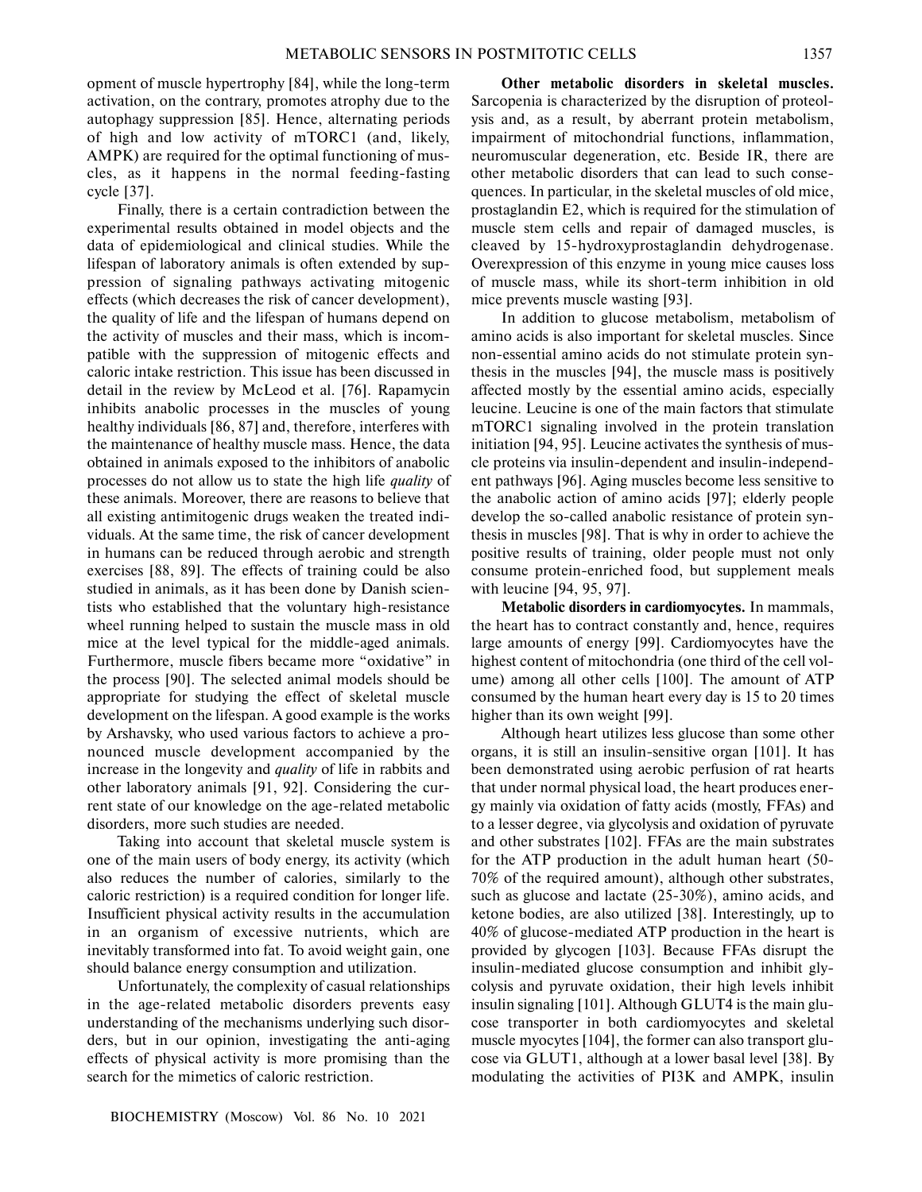opment of muscle hypertrophy [84], while the long-term activation, on the contrary, promotes atrophy due to the autophagy suppression [85]. Hence, alternating periods of high and low activity of mTORC1 (and, likely, AMPK) are required for the optimal functioning of muscles, as it happens in the normal feeding-fasting cycle [37].

Finally, there is a certain contradiction between the experimental results obtained in model objects and the data of epidemiological and clinical studies. While the lifespan of laboratory animals is often extended by suppression of signaling pathways activating mitogenic effects (which decreases the risk of cancer development), the quality of life and the lifespan of humans depend on the activity of muscles and their mass, which is incompatible with the suppression of mitogenic effects and caloric intake restriction. This issue has been discussed in detail in the review by McLeod et al. [76]. Rapamycin inhibits anabolic processes in the muscles of young healthy individuals [86, 87] and, therefore, interferes with the maintenance of healthy muscle mass. Hence, the data obtained in animals exposed to the inhibitors of anabolic processes do not allow us to state the high life *quality* of these animals. Moreover, there are reasons to believe that all existing antimitogenic drugs weaken the treated individuals. At the same time, the risk of cancer development in humans can be reduced through aerobic and strength exercises [88, 89]. The effects of training could be also studied in animals, as it has been done by Danish scientists who established that the voluntary high-resistance wheel running helped to sustain the muscle mass in old mice at the level typical for the middle-aged animals. Furthermore, muscle fibers became more "oxidative" in the process [90]. The selected animal models should be appropriate for studying the effect of skeletal muscle development on the lifespan. A good example is the works by Arshavsky, who used various factors to achieve a pronounced muscle development accompanied by the increase in the longevity and *quality* of life in rabbits and other laboratory animals [91, 92]. Considering the current state of our knowledge on the age-related metabolic disorders, more such studies are needed.

Taking into account that skeletal muscle system is one of the main users of body energy, its activity (which also reduces the number of calories, similarly to the caloric restriction) is a required condition for longer life. Insufficient physical activity results in the accumulation in an organism of excessive nutrients, which are inevitably transformed into fat. To avoid weight gain, one should balance energy consumption and utilization.

Unfortunately, the complexity of casual relationships in the age-related metabolic disorders prevents easy understanding of the mechanisms underlying such disorders, but in our opinion, investigating the anti-aging effects of physical activity is more promising than the search for the mimetics of caloric restriction.

**Other metabolic disorders in skeletal muscles.** Sarcopenia is characterized by the disruption of proteolysis and, as a result, by aberrant protein metabolism, impairment of mitochondrial functions, inflammation, neuromuscular degeneration, etc. Beside IR, there are other metabolic disorders that can lead to such consequences. In particular, in the skeletal muscles of old mice, prostaglandin E2, which is required for the stimulation of muscle stem cells and repair of damaged muscles, is cleaved by 15-hydroxyprostaglandin dehydrogenase. Overexpression of this enzyme in young mice causes loss of muscle mass, while its short-term inhibition in old mice prevents muscle wasting [93].

In addition to glucose metabolism, metabolism of amino acids is also important for skeletal muscles. Since non-essential amino acids do not stimulate protein synthesis in the muscles [94], the muscle mass is positively affected mostly by the essential amino acids, especially leucine. Leucine is one of the main factors that stimulate mTORC1 signaling involved in the protein translation initiation [94, 95]. Leucine activates the synthesis of muscle proteins via insulin-dependent and insulin-independent pathways [96]. Aging muscles become less sensitive to the anabolic action of amino acids [97]; elderly people develop the so-called anabolic resistance of protein synthesis in muscles [98]. That is why in order to achieve the positive results of training, older people must not only consume protein-enriched food, but supplement meals with leucine [94, 95, 97].

**Metabolic disorders in cardiomyocytes.** In mammals, the heart has to contract constantly and, hence, requires large amounts of energy [99]. Cardiomyocytes have the highest content of mitochondria (one third of the cell volume) among all other cells [100]. The amount of ATP consumed by the human heart every day is 15 to 20 times higher than its own weight [99].

Although heart utilizes less glucose than some other organs, it is still an insulin-sensitive organ [101]. It has been demonstrated using aerobic perfusion of rat hearts that under normal physical load, the heart produces energy mainly via oxidation of fatty acids (mostly, FFAs) and to a lesser degree, via glycolysis and oxidation of pyruvate and other substrates [102]. FFAs are the main substrates for the ATP production in the adult human heart (50-70% of the required amount), although other substrates, such as glucose and lactate (25-30%), amino acids, and ketone bodies, are also utilized [38]. Interestingly, up to 40% of glucose-mediated ATP production in the heart is provided by glycogen [103]. Because FFAs disrupt the insulin-mediated glucose consumption and inhibit glycolysis and pyruvate oxidation, their high levels inhibit insulin signaling [101]. Although GLUT4 is the main glucose transporter in both cardiomyocytes and skeletal muscle myocytes [104], the former can also transport glucose via GLUT1, although at a lower basal level [38]. By modulating the activities of PI3K and AMPK, insulin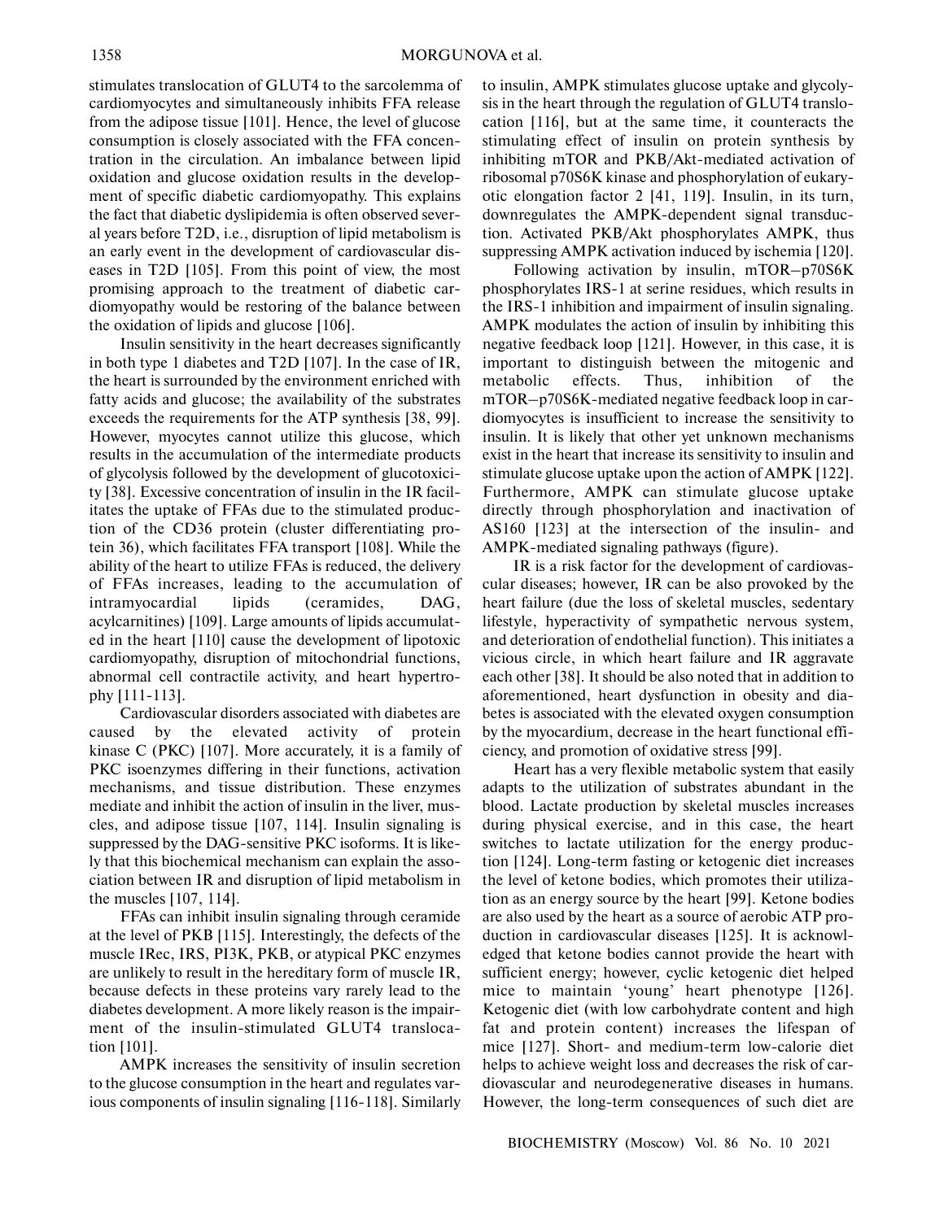stimulates translocation of GLUT4 to the sarcolemma of cardiomyocytes and simultaneously inhibits FFA release from the adipose tissue [101]. Hence, the level of glucose consumption is closely associated with the FFA concentration in the circulation. An imbalance between lipid oxidation and glucose oxidation results in the development of specific diabetic cardiomyopathy. This explains the fact that diabetic dyslipidemia is often observed several years before T2D, i.e., disruption of lipid metabolism is an early event in the development of cardiovascular diseases in T2D [105]. From this point of view, the most promising approach to the treatment of diabetic cardiomyopathy would be restoring of the balance between the oxidation of lipids and glucose [106].

Insulin sensitivity in the heart decreases significantly in both type 1 diabetes and T2D [107]. In the case of IR, the heart is surrounded by the environment enriched with fatty acids and glucose; the availability of the substrates exceeds the requirements for the ATP synthesis [38, 99]. However, myocytes cannot utilize this glucose, which results in the accumulation of the intermediate products of glycolysis followed by the development of glucotoxicity [38]. Excessive concentration of insulin in the IR facilitates the uptake of FFAs due to the stimulated production of the CD36 protein (cluster differentiating protein 36), which facilitates FFA transport [108]. While the ability of the heart to utilize FFAs is reduced, the delivery of FFAs increases, leading to the accumulation of intramyocardial lipids (ceramides, DAG, acylcarnitines) [109]. Large amounts of lipids accumulated in the heart [110] cause the development of lipotoxic cardiomyopathy, disruption of mitochondrial functions, abnormal cell contractile activity, and heart hypertrophy [111-113].

Cardiovascular disorders associated with diabetes are caused by the elevated activity of protein kinase C (PKC) [107]. More accurately, it is a family of PKC isoenzymes differing in their functions, activation mechanisms, and tissue distribution. These enzymes mediate and inhibit the action of insulin in the liver, muscles, and adipose tissue [107, 114]. Insulin signaling is suppressed by the DAG-sensitive PKC isoforms. It is likely that this biochemical mechanism can explain the association between IR and disruption of lipid metabolism in the muscles [107, 114].

FFAs can inhibit insulin signaling through ceramide at the level of PKB [115]. Interestingly, the defects of the muscle IRec, IRS, PI3K, PKB, or atypical PKC enzymes are unlikely to result in the hereditary form of muscle IR, because defects in these proteins vary rarely lead to the diabetes development. A more likely reason is the impairment of the insulin-stimulated GLUT4 translocation [101].

AMPK increases the sensitivity of insulin secretion to the glucose consumption in the heart and regulates various components of insulin signaling [116-118]. Similarly to insulin, AMPK stimulates glucose uptake and glycolysis in the heart through the regulation of GLUT4 translocation [116], but at the same time, it counteracts the stimulating effect of insulin on protein synthesis by inhibiting mTOR and PKB/Akt-mediated activation of ribosomal p70S6K kinase and phosphorylation of eukaryotic elongation factor 2 [41, 119]. Insulin, in its turn, downregulates the AMPK-dependent signal transduction. Activated PKB/Akt phosphorylates AMPK, thus suppressing AMPK activation induced by ischemia [120].

Following activation by insulin, mTOR–p70S6K phosphorylates IRS-1 at serine residues, which results in the IRS-1 inhibition and impairment of insulin signaling. AMPK modulates the action of insulin by inhibiting this negative feedback loop [121]. However, in this case, it is important to distinguish between the mitogenic and metabolic effects. Thus, inhibition of the mTOR–p70S6K-mediated negative feedback loop in cardiomyocytes is insufficient to increase the sensitivity to insulin. It is likely that other yet unknown mechanisms exist in the heart that increase its sensitivity to insulin and stimulate glucose uptake upon the action of AMPK [122]. Furthermore, AMPK can stimulate glucose uptake directly through phosphorylation and inactivation of AS160 [123] at the intersection of the insulin- and AMPK-mediated signaling pathways (figure).

IR is a risk factor for the development of cardiovascular diseases; however, IR can be also provoked by the heart failure (due the loss of skeletal muscles, sedentary lifestyle, hyperactivity of sympathetic nervous system, and deterioration of endothelial function). This initiates a vicious circle, in which heart failure and IR aggravate each other [38]. It should be also noted that in addition to aforementioned, heart dysfunction in obesity and diabetes is associated with the elevated oxygen consumption by the myocardium, decrease in the heart functional efficiency, and promotion of oxidative stress [99].

Heart has a very flexible metabolic system that easily adapts to the utilization of substrates abundant in the blood. Lactate production by skeletal muscles increases during physical exercise, and in this case, the heart switches to lactate utilization for the energy production [124]. Long-term fasting or ketogenic diet increases the level of ketone bodies, which promotes their utilization as an energy source by the heart [99]. Ketone bodies are also used by the heart as a source of aerobic ATP production in cardiovascular diseases [125]. It is acknowledged that ketone bodies cannot provide the heart with sufficient energy; however, cyclic ketogenic diet helped mice to maintain 'young' heart phenotype [126]. Ketogenic diet (with low carbohydrate content and high fat and protein content) increases the lifespan of mice [127]. Short- and medium-term low-calorie diet helps to achieve weight loss and decreases the risk of cardiovascular and neurodegenerative diseases in humans. However, the long-term consequences of such diet are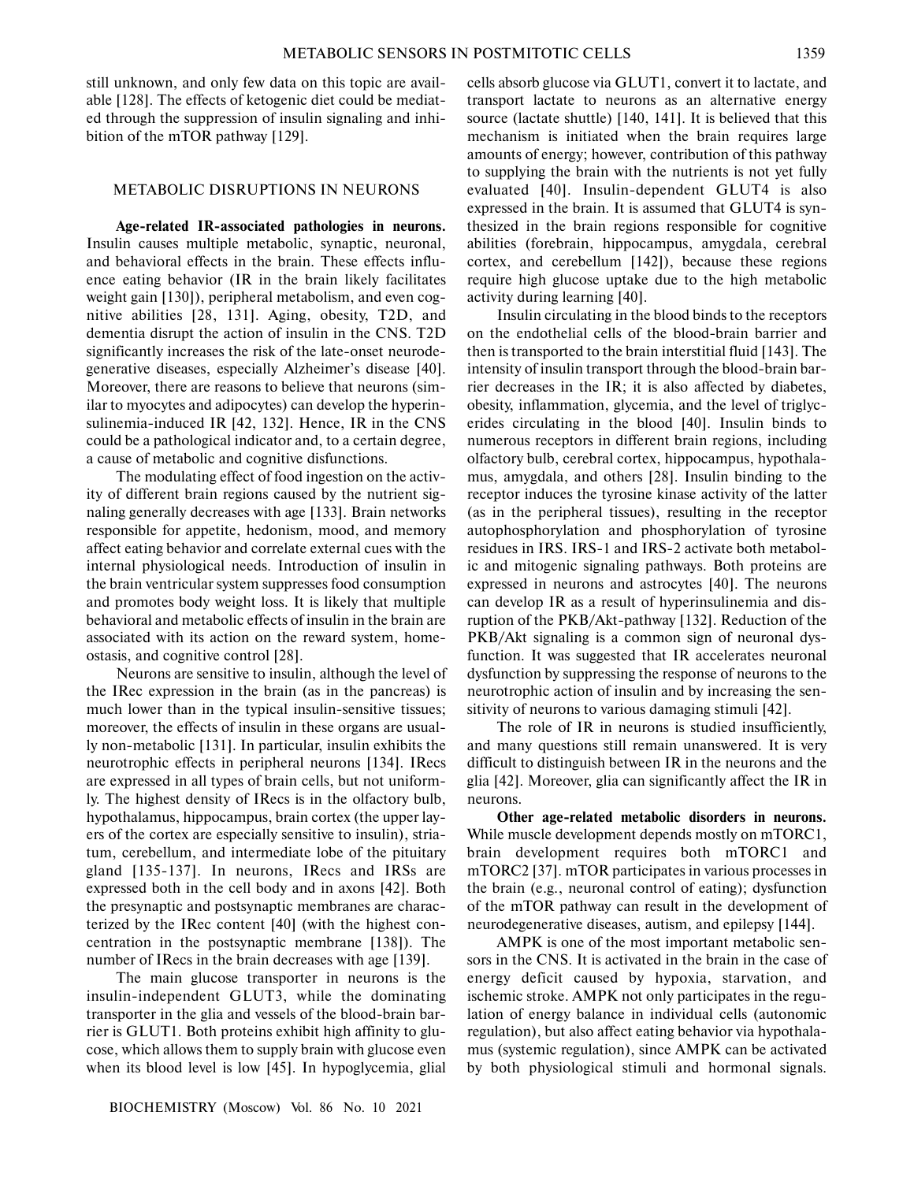still unknown, and only few data on this topic are available [128]. The effects of ketogenic diet could be mediated through the suppression of insulin signaling and inhibition of the mTOR pathway [129].

## METABOLIC DISRUPTIONS IN NEURONS

**Age-related IR-associated pathologies in neurons.** Insulin causes multiple metabolic, synaptic, neuronal, and behavioral effects in the brain. These effects influence eating behavior (IR in the brain likely facilitates weight gain [130]), peripheral metabolism, and even cognitive abilities [28, 131]. Aging, obesity, T2D, and dementia disrupt the action of insulin in the CNS. T2D significantly increases the risk of the late-onset neurodegenerative diseases, especially Alzheimer's disease [40]. Moreover, there are reasons to believe that neurons (similar to myocytes and adipocytes) can develop the hyperinsulinemia-induced IR [42, 132]. Hence, IR in the CNS could be a pathological indicator and, to a certain degree, a cause of metabolic and cognitive disfunctions.

The modulating effect of food ingestion on the activity of different brain regions caused by the nutrient signaling generally decreases with age [133]. Brain networks responsible for appetite, hedonism, mood, and memory affect eating behavior and correlate external cues with the internal physiological needs. Introduction of insulin in the brain ventricular system suppresses food consumption and promotes body weight loss. It is likely that multiple behavioral and metabolic effects of insulin in the brain are associated with its action on the reward system, homeostasis, and cognitive control [28].

Neurons are sensitive to insulin, although the level of the IRec expression in the brain (as in the pancreas) is much lower than in the typical insulin-sensitive tissues; moreover, the effects of insulin in these organs are usually non-metabolic [131]. In particular, insulin exhibits the neurotrophic effects in peripheral neurons [134]. IRecs are expressed in all types of brain cells, but not uniformly. The highest density of IRecs is in the olfactory bulb, hypothalamus, hippocampus, brain cortex (the upper layers of the cortex are especially sensitive to insulin), striatum, cerebellum, and intermediate lobe of the pituitary gland [135-137]. In neurons, IRecs and IRSs are expressed both in the cell body and in axons [42]. Both the presynaptic and postsynaptic membranes are characterized by the IRec content [40] (with the highest concentration in the postsynaptic membrane [138]). The number of IRecs in the brain decreases with age [139].

The main glucose transporter in neurons is the insulin-independent GLUT3, while the dominating transporter in the glia and vessels of the blood-brain barrier is GLUT1. Both proteins exhibit high affinity to glucose, which allows them to supply brain with glucose even when its blood level is low [45]. In hypoglycemia, glial cells absorb glucose via GLUT1, convert it to lactate, and transport lactate to neurons as an alternative energy source (lactate shuttle) [140, 141]. It is believed that this mechanism is initiated when the brain requires large amounts of energy; however, contribution of this pathway to supplying the brain with the nutrients is not yet fully evaluated [40]. Insulin-dependent GLUT4 is also expressed in the brain. It is assumed that GLUT4 is synthesized in the brain regions responsible for cognitive abilities (forebrain, hippocampus, amygdala, cerebral cortex, and cerebellum [142]), because these regions require high glucose uptake due to the high metabolic activity during learning [40].

Insulin circulating in the blood binds to the receptors on the endothelial cells of the blood-brain barrier and then is transported to the brain interstitial fluid [143]. The intensity of insulin transport through the blood-brain barrier decreases in the IR; it is also affected by diabetes, obesity, inflammation, glycemia, and the level of triglycerides circulating in the blood [40]. Insulin binds to numerous receptors in different brain regions, including olfactory bulb, cerebral cortex, hippocampus, hypothalamus, amygdala, and others [28]. Insulin binding to the receptor induces the tyrosine kinase activity of the latter (as in the peripheral tissues), resulting in the receptor autophosphorylation and phosphorylation of tyrosine residues in IRS. IRS-1 and IRS-2 activate both metabolic and mitogenic signaling pathways. Both proteins are expressed in neurons and astrocytes [40]. The neurons can develop IR as a result of hyperinsulinemia and disruption of the PKB/Akt-pathway [132]. Reduction of the PKB/Akt signaling is a common sign of neuronal dysfunction. It was suggested that IR accelerates neuronal dysfunction by suppressing the response of neurons to the neurotrophic action of insulin and by increasing the sensitivity of neurons to various damaging stimuli [42].

The role of IR in neurons is studied insufficiently, and many questions still remain unanswered. It is very difficult to distinguish between IR in the neurons and the glia [42]. Moreover, glia can significantly affect the IR in neurons.

**Other age-related metabolic disorders in neurons.** While muscle development depends mostly on mTORC1, brain development requires both mTORC1 and mTORC2 [37]. mTOR participates in various processes in the brain (e.g., neuronal control of eating); dysfunction of the mTOR pathway can result in the development of neurodegenerative diseases, autism, and epilepsy [144].

AMPK is one of the most important metabolic sensors in the CNS. It is activated in the brain in the case of energy deficit caused by hypoxia, starvation, and ischemic stroke. AMPK not only participates in the regulation of energy balance in individual cells (autonomic regulation), but also affect eating behavior via hypothalamus (systemic regulation), since AMPK can be activated by both physiological stimuli and hormonal signals.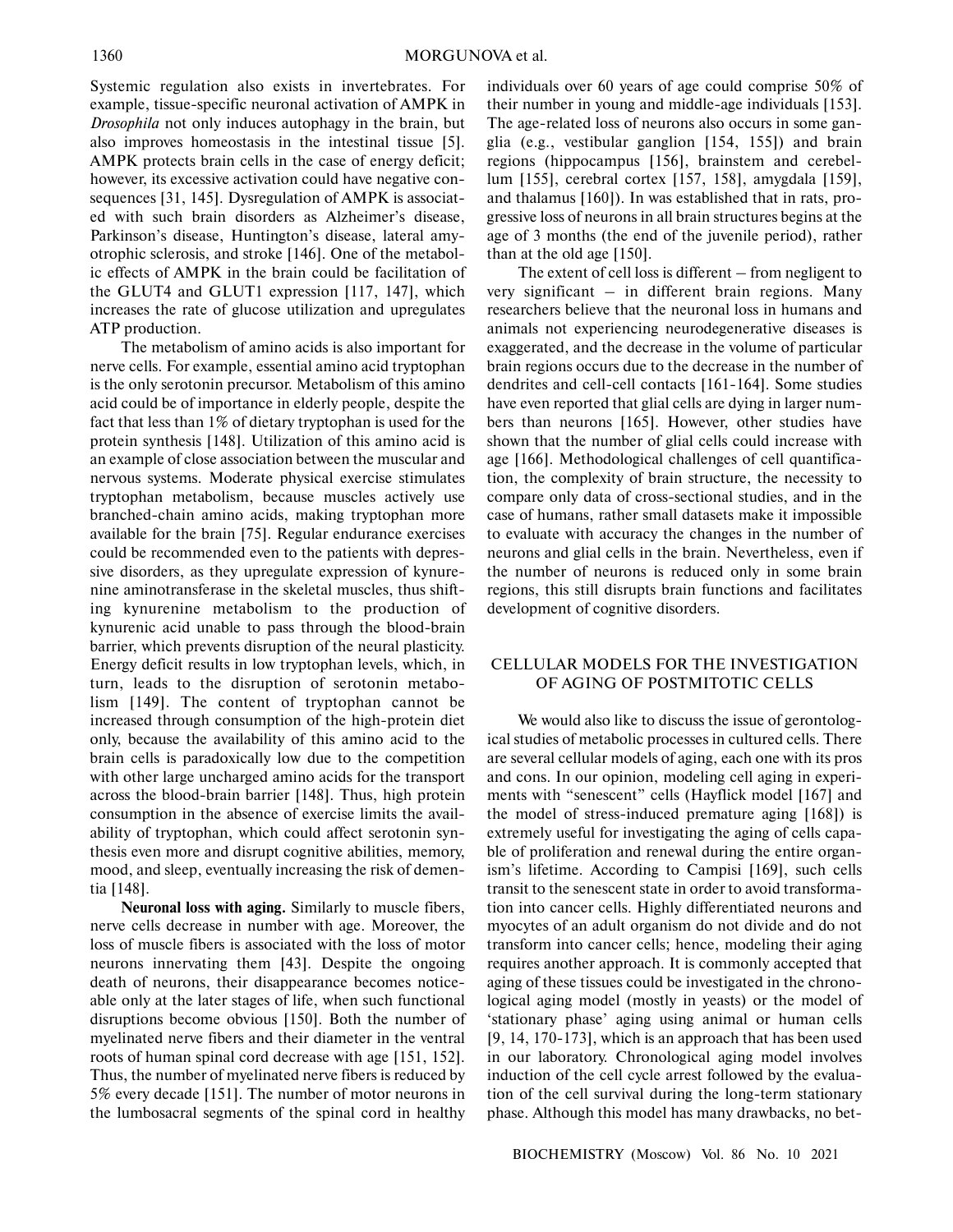Systemic regulation also exists in invertebrates. For example, tissue-specific neuronal activation of AMPK in *Drosophila* not only induces autophagy in the brain, but also improves homeostasis in the intestinal tissue [5]. AMPK protects brain cells in the case of energy deficit; however, its excessive activation could have negative consequences [31, 145]. Dysregulation of AMPK is associated with such brain disorders as Alzheimer's disease, Parkinson's disease, Huntington's disease, lateral amyotrophic sclerosis, and stroke [146]. One of the metabolic effects of AMPK in the brain could be facilitation of the GLUT4 and GLUT1 expression [117, 147], which increases the rate of glucose utilization and upregulates ATP production.

The metabolism of amino acids is also important for nerve cells. For example, essential amino acid tryptophan is the only serotonin precursor. Metabolism of this amino acid could be of importance in elderly people, despite the fact that less than 1% of dietary tryptophan is used for the protein synthesis [148]. Utilization of this amino acid is an example of close association between the muscular and nervous systems. Moderate physical exercise stimulates tryptophan metabolism, because muscles actively use branched-chain amino acids, making tryptophan more available for the brain [75]. Regular endurance exercises could be recommended even to the patients with depressive disorders, as they upregulate expression of kynurenine aminotransferase in the skeletal muscles, thus shifting kynurenine metabolism to the production of kynurenic acid unable to pass through the blood-brain barrier, which prevents disruption of the neural plasticity. Energy deficit results in low tryptophan levels, which, in turn, leads to the disruption of serotonin metabolism [149]. The content of tryptophan cannot be increased through consumption of the high-protein diet only, because the availability of this amino acid to the brain cells is paradoxically low due to the competition with other large uncharged amino acids for the transport across the blood-brain barrier [148]. Thus, high protein consumption in the absence of exercise limits the availability of tryptophan, which could affect serotonin synthesis even more and disrupt cognitive abilities, memory, mood, and sleep, eventually increasing the risk of dementia [148].

**Neuronal loss with aging.** Similarly to muscle fibers, nerve cells decrease in number with age. Moreover, the loss of muscle fibers is associated with the loss of motor neurons innervating them [43]. Despite the ongoing death of neurons, their disappearance becomes noticeable only at the later stages of life, when such functional disruptions become obvious [150]. Both the number of myelinated nerve fibers and their diameter in the ventral roots of human spinal cord decrease with age [151, 152]. Thus, the number of myelinated nerve fibers is reduced by 5% every decade [151]. The number of motor neurons in the lumbosacral segments of the spinal cord in healthy individuals over 60 years of age could comprise 50% of their number in young and middle-age individuals [153]. The age-related loss of neurons also occurs in some ganglia (e.g., vestibular ganglion [154, 155]) and brain regions (hippocampus [156], brainstem and cerebellum [155], cerebral cortex [157, 158], amygdala [159], and thalamus [160]). In was established that in rats, progressive loss of neurons in all brain structures begins at the age of 3 months (the end of the juvenile period), rather than at the old age [150].

The extent of cell loss is different – from negligent to very significant – in different brain regions. Many researchers believe that the neuronal loss in humans and animals not experiencing neurodegenerative diseases is exaggerated, and the decrease in the volume of particular brain regions occurs due to the decrease in the number of dendrites and cell-cell contacts [161-164]. Some studies have even reported that glial cells are dying in larger numbers than neurons [165]. However, other studies have shown that the number of glial cells could increase with age [166]. Methodological challenges of cell quantification, the complexity of brain structure, the necessity to compare only data of cross-sectional studies, and in the case of humans, rather small datasets make it impossible to evaluate with accuracy the changes in the number of neurons and glial cells in the brain. Nevertheless, even if the number of neurons is reduced only in some brain regions, this still disrupts brain functions and facilitates development of cognitive disorders.

## CELLULAR MODELS FOR THE INVESTIGATION OF AGING OF POSTMITOTIC CELLS

We would also like to discuss the issue of gerontological studies of metabolic processes in cultured cells. There are several cellular models of aging, each one with its pros and cons. In our opinion, modeling cell aging in experiments with "senescent" cells (Hayflick model [167] and the model of stress-induced premature aging [168]) is extremely useful for investigating the aging of cells capable of proliferation and renewal during the entire organism's lifetime. According to Campisi [169], such cells transit to the senescent state in order to avoid transformation into cancer cells. Highly differentiated neurons and myocytes of an adult organism do not divide and do not transform into cancer cells; hence, modeling their aging requires another approach. It is commonly accepted that aging of these tissues could be investigated in the chronological aging model (mostly in yeasts) or the model of 'stationary phase' aging using animal or human cells [9, 14, 170-173], which is an approach that has been used in our laboratory. Chronological aging model involves induction of the cell cycle arrest followed by the evaluation of the cell survival during the long-term stationary phase. Although this model has many drawbacks, no bet-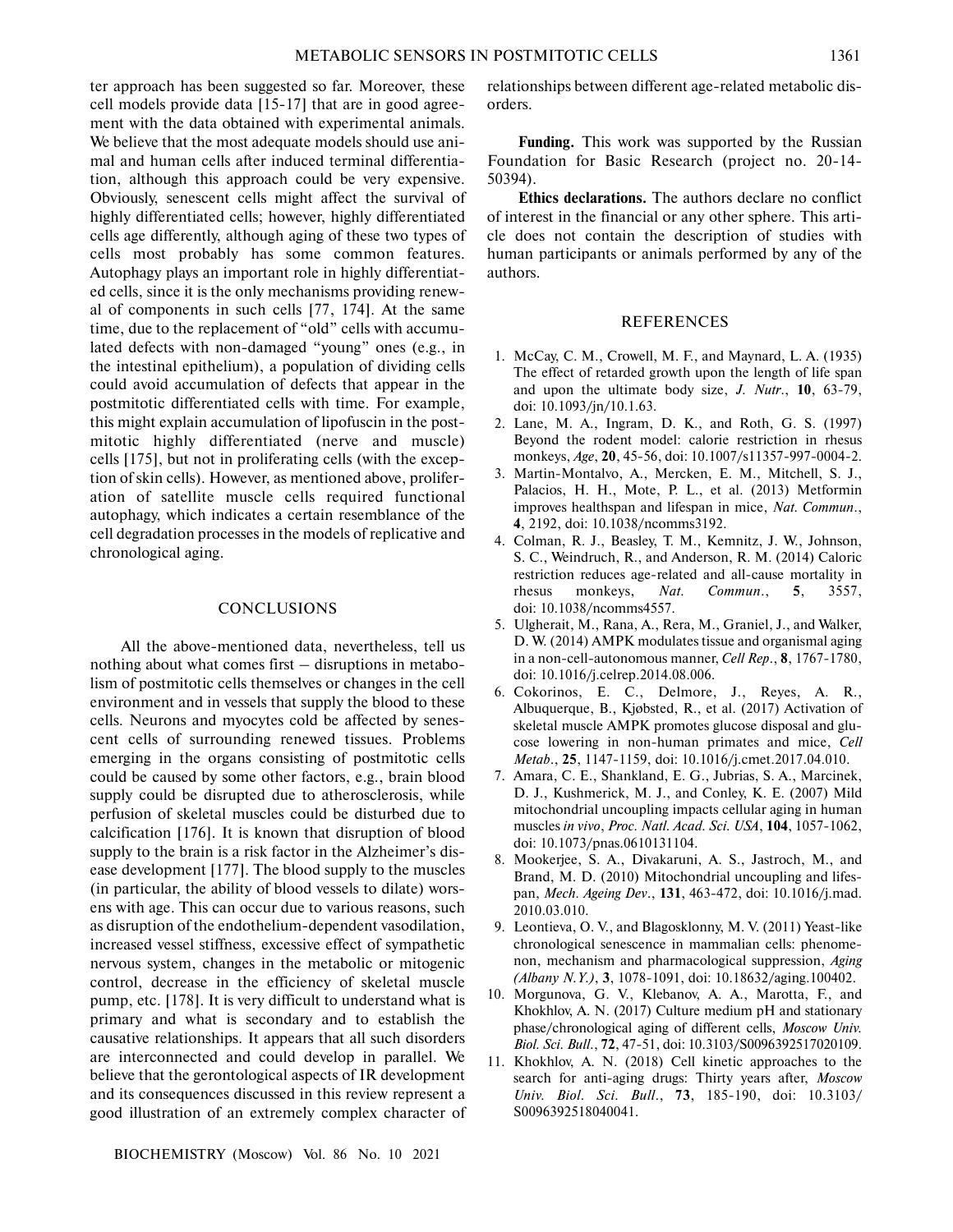ter approach has been suggested so far. Moreover, these cell models provide data [15-17] that are in good agreement with the data obtained with experimental animals. We believe that the most adequate models should use animal and human cells after induced terminal differentiation, although this approach could be very expensive. Obviously, senescent cells might affect the survival of highly differentiated cells; however, highly differentiated cells age differently, although aging of these two types of cells most probably has some common features. Autophagy plays an important role in highly differentiated cells, since it is the only mechanisms providing renewal of components in such cells [77, 174]. At the same time, due to the replacement of "old" cells with accumulated defects with non-damaged "young" ones (e.g., in the intestinal epithelium), a population of dividing cells could avoid accumulation of defects that appear in the postmitotic differentiated cells with time. For example, this might explain accumulation of lipofuscin in the postmitotic highly differentiated (nerve and muscle) cells [175], but not in proliferating cells (with the exception of skin cells). However, as mentioned above, proliferation of satellite muscle cells required functional autophagy, which indicates a certain resemblance of the cell degradation processes in the models of replicative and chronological aging.

## CONCLUSIONS

All the above-mentioned data, nevertheless, tell us nothing about what comes first – disruptions in metabolism of postmitotic cells themselves or changes in the cell environment and in vessels that supply the blood to these cells. Neurons and myocytes cold be affected by senescent cells of surrounding renewed tissues. Problems emerging in the organs consisting of postmitotic cells could be caused by some other factors, e.g., brain blood supply could be disrupted due to atherosclerosis, while perfusion of skeletal muscles could be disturbed due to calcification [176]. It is known that disruption of blood supply to the brain is a risk factor in the Alzheimer's disease development [177]. The blood supply to the muscles (in particular, the ability of blood vessels to dilate) worsens with age. This can occur due to various reasons, such as disruption of the endothelium-dependent vasodilation, increased vessel stiffness, excessive effect of sympathetic nervous system, changes in the metabolic or mitogenic control, decrease in the efficiency of skeletal muscle pump, etc. [178]. It is very difficult to understand what is primary and what is secondary and to establish the causative relationships. It appears that all such disorders are interconnected and could develop in parallel. We believe that the gerontological aspects of IR development and its consequences discussed in this review represent a good illustration of an extremely complex character of relationships between different age-related metabolic disorders.

**Funding.** This work was supported by the Russian Foundation for Basic Research (project no. 20-14-50394).

**Ethics declarations.** The authors declare no conflict of interest in the financial or any other sphere. This article does not contain the description of studies with human participants or animals performed by any of the authors.

## REFERENCES

1. McCay, C. M., Crowell, M. F., and Maynard, L. A. (1935) The effect of retarded growth upon the length of life span and upon the ultimate body size, *J. Nutr.*, **10**, 63-79, doi: 10.1093/jn/10.1.63.
2. Lane, M. A., Ingram, D. K., and Roth, G. S. (1997) Beyond the rodent model: calorie restriction in rhesus monkeys, *Age*, **20**, 45-56, doi: 10.1007/s11357-997-0004-2.
3. Martin-Montalvo, A., Mercken, E. M., Mitchell, S. J., Palacios, H. H., Mote, P. L., et al. (2013) Metformin improves healthspan and lifespan in mice, *Nat. Commun.*, **4**, 2192, doi: 10.1038/ncomms3192.
4. Colman, R. J., Beasley, T. M., Kemnitz, J. W., Johnson, S. C., Weindruch, R., and Anderson, R. M. (2014) Caloric restriction reduces age-related and all-cause mortality in rhesus monkeys, *Nat. Commun.*, **5**, 3557, doi: 10.1038/ncomms4557.
5. Ulgherait, M., Rana, A., Rera, M., Graniel, J., and Walker, D. W. (2014) AMPK modulates tissue and organismal aging in a non-cell-autonomous manner, *Cell Rep.*, **8**, 1767-1780, doi: 10.1016/j.celrep.2014.08.006.
6. Cokorinos, E. C., Delmore, J., Reyes, A. R., Albuquerque, B., Kjøbsted, R., et al. (2017) Activation of skeletal muscle AMPK promotes glucose disposal and glucose lowering in non-human primates and mice, *Cell Metab.*, **25**, 1147-1159, doi: 10.1016/j.cmet.2017.04.010.
7. Amara, C. E., Shankland, E. G., Jubrias, S. A., Marcinek, D. J., Kushmerick, M. J., and Conley, K. E. (2007) Mild mitochondrial uncoupling impacts cellular aging in human muscles *in vivo*, *Proc. Natl. Acad. Sci. USA*, **104**, 1057-1062, doi: 10.1073/pnas.0610131104.
8. Mookerjee, S. A., Divakaruni, A. S., Jastroch, M., and Brand, M. D. (2010) Mitochondrial uncoupling and lifespan, *Mech. Ageing Dev.*, **131**, 463-472, doi: 10.1016/j.mad.2010.03.010.
9. Leontieva, O. V., and Blagosklonny, M. V. (2011) Yeast-like chronological senescence in mammalian cells: phenomenon, mechanism and pharmacological suppression, *Aging (Albany N.Y.)*, **3**, 1078-1091, doi: 10.18632/aging.100402.
10. Morgunova, G. V., Klebanov, A. A., Marotta, F., and Khokhlov, A. N. (2017) Culture medium pH and stationary phase/chronological aging of different cells, *Moscow Univ. Biol. Sci. Bull.*, **72**, 47-51, doi: 10.3103/S0096392517020109.
11. Khokhlov, A. N. (2018) Cell kinetic approaches to the search for anti-aging drugs: Thirty years after, *Moscow Univ. Biol. Sci. Bull.*, **73**, 185-190, doi: 10.3103/S0096392518040041.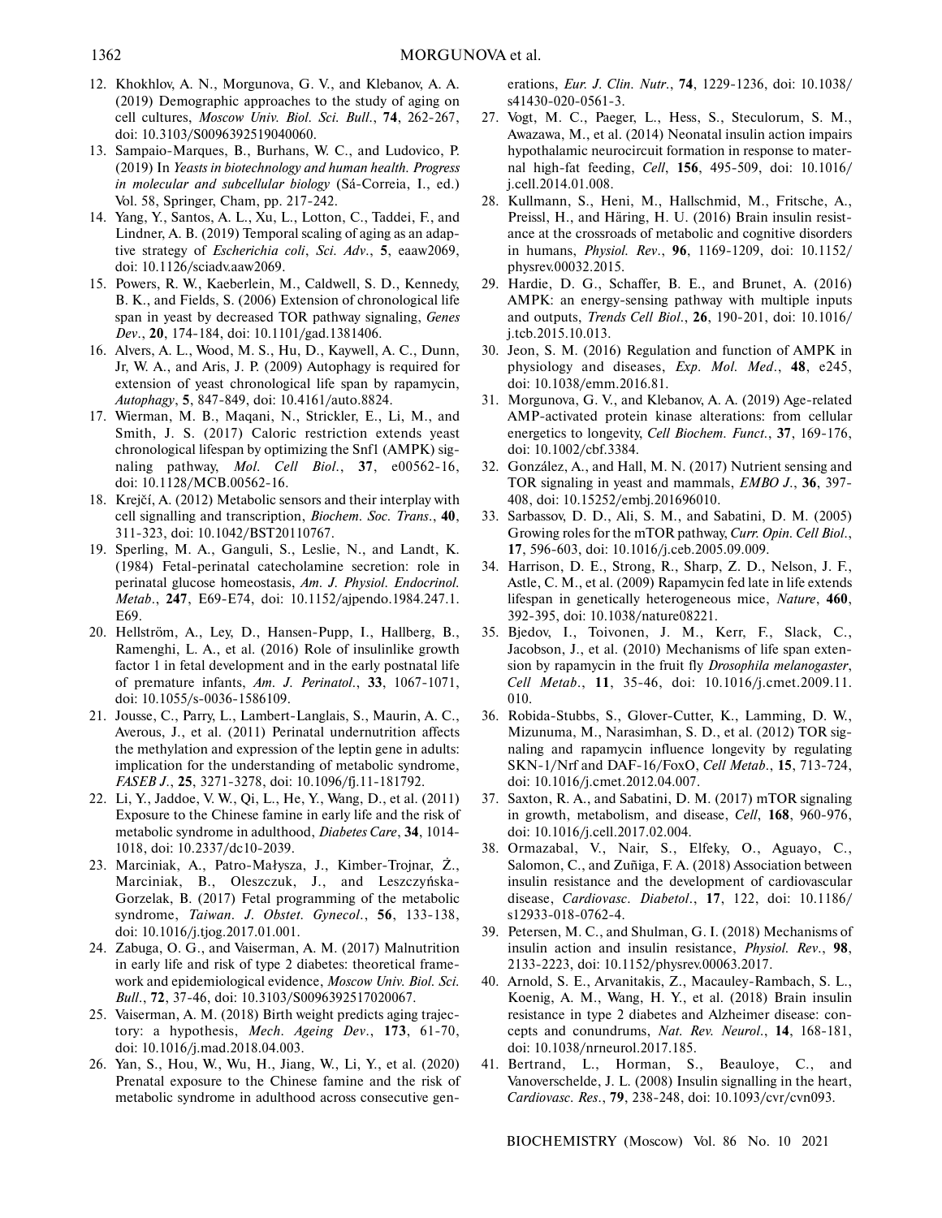12. Khokhlov, A. N., Morgunova, G. V., and Klebanov, A. A. (2019) Demographic approaches to the study of aging on cell cultures, *Moscow Univ. Biol. Sci. Bull.*, **74**, 262-267, doi: 10.3103/S0096392519040060.
13. Sampaio-Marques, B., Burhans, W. C., and Ludovico, P. (2019) In *Yeasts in biotechnology and human health. Progress in molecular and subcellular biology* (Sá-Correia, I., ed.) Vol. 58, Springer, Cham, pp. 217-242.
14. Yang, Y., Santos, A. L., Xu, L., Lotton, C., Taddei, F., and Lindner, A. B. (2019) Temporal scaling of aging as an adaptive strategy of *Escherichia coli*, *Sci. Adv.*, **5**, eaaw2069, doi: 10.1126/sciadv.aaw2069.
15. Powers, R. W., Kaeberlein, M., Caldwell, S. D., Kennedy, B. K., and Fields, S. (2006) Extension of chronological life span in yeast by decreased TOR pathway signaling, *Genes Dev.*, **20**, 174-184, doi: 10.1101/gad.1381406.
16. Alvers, A. L., Wood, M. S., Hu, D., Kaywell, A. C., Dunn, Jr, W. A., and Aris, J. P. (2009) Autophagy is required for extension of yeast chronological life span by rapamycin, *Autophagy*, **5**, 847-849, doi: 10.4161/auto.8824.
17. Wierman, M. B., Maqani, N., Strickler, E., Li, M., and Smith, J. S. (2017) Caloric restriction extends yeast chronological lifespan by optimizing the Snf1 (AMPK) signaling pathway, *Mol. Cell Biol.*, **37**, e00562-16, doi: 10.1128/MCB.00562-16.
18. Krejčí, A. (2012) Metabolic sensors and their interplay with cell signalling and transcription, *Biochem. Soc. Trans.*, **40**, 311-323, doi: 10.1042/BST20110767.
19. Sperling, M. A., Ganguli, S., Leslie, N., and Landt, K. (1984) Fetal-perinatal catecholamine secretion: role in perinatal glucose homeostasis, *Am. J. Physiol. Endocrinol. Metab.*, **247**, E69-E74, doi: 10.1152/ajpendo.1984.247.1.E69.
20. Hellström, A., Ley, D., Hansen-Pupp, I., Hallberg, B., Ramenghi, L. A., et al. (2016) Role of insulinlike growth factor 1 in fetal development and in the early postnatal life of premature infants, *Am. J. Perinatol.*, **33**, 1067-1071, doi: 10.1055/s-0036-1586109.
21. Jousse, C., Parry, L., Lambert-Langlais, S., Maurin, A. C., Averous, J., et al. (2011) Perinatal undernutrition affects the methylation and expression of the leptin gene in adults: implication for the understanding of metabolic syndrome, *FASEB J.*, **25**, 3271-3278, doi: 10.1096/fj.11-181792.
22. Li, Y., Jaddoe, V. W., Qi, L., He, Y., Wang, D., et al. (2011) Exposure to the Chinese famine in early life and the risk of metabolic syndrome in adulthood, *Diabetes Care*, **34**, 1014-1018, doi: 10.2337/dc10-2039.
23. Marciniak, A., Patro-Małysza, J., Kimber-Trojnar, Ż., Marciniak, B., Oleszczuk, J., and Leszczyńska-Gorzelak, B. (2017) Fetal programming of the metabolic syndrome, *Taiwan. J. Obstet. Gynecol.*, **56**, 133-138, doi: 10.1016/j.tjog.2017.01.001.
24. Zabuga, O. G., and Vaiserman, A. M. (2017) Malnutrition in early life and risk of type 2 diabetes: theoretical framework and epidemiological evidence, *Moscow Univ. Biol. Sci. Bull.*, **72**, 37-46, doi: 10.3103/S0096392517020067.
25. Vaiserman, A. M. (2018) Birth weight predicts aging trajectory: a hypothesis, *Mech. Ageing Dev.*, **173**, 61-70, doi: 10.1016/j.mad.2018.04.003.
26. Yan, S., Hou, W., Wu, H., Jiang, W., Li, Y., et al. (2020) Prenatal exposure to the Chinese famine and the risk of metabolic syndrome in adulthood across consecutive generations, *Eur. J. Clin. Nutr.*, **74**, 1229-1236, doi: 10.1038/s41430-020-0561-3.
27. Vogt, M. C., Paeger, L., Hess, S., Steculorum, S. M., Awazawa, M., et al. (2014) Neonatal insulin action impairs hypothalamic neurocircuit formation in response to maternal high-fat feeding, *Cell*, **156**, 495-509, doi: 10.1016/j.cell.2014.01.008.
28. Kullmann, S., Heni, M., Hallschmid, M., Fritsche, A., Preissl, H., and Häring, H. U. (2016) Brain insulin resistance at the crossroads of metabolic and cognitive disorders in humans, *Physiol. Rev.*, **96**, 1169-1209, doi: 10.1152/physrev.00032.2015.
29. Hardie, D. G., Schaffer, B. E., and Brunet, A. (2016) AMPK: an energy-sensing pathway with multiple inputs and outputs, *Trends Cell Biol.*, **26**, 190-201, doi: 10.1016/j.tcb.2015.10.013.
30. Jeon, S. M. (2016) Regulation and function of AMPK in physiology and diseases, *Exp. Mol. Med.*, **48**, e245, doi: 10.1038/emm.2016.81.
31. Morgunova, G. V., and Klebanov, A. A. (2019) Age-related AMP-activated protein kinase alterations: from cellular energetics to longevity, *Cell Biochem. Funct.*, **37**, 169-176, doi: 10.1002/cbf.3384.
32. González, A., and Hall, M. N. (2017) Nutrient sensing and TOR signaling in yeast and mammals, *EMBO J.*, **36**, 397-408, doi: 10.15252/embj.201696010.
33. Sarbassov, D. D., Ali, S. M., and Sabatini, D. M. (2005) Growing roles for the mTOR pathway, *Curr. Opin. Cell Biol.*, **17**, 596-603, doi: 10.1016/j.ceb.2005.09.009.
34. Harrison, D. E., Strong, R., Sharp, Z. D., Nelson, J. F., Astle, C. M., et al. (2009) Rapamycin fed late in life extends lifespan in genetically heterogeneous mice, *Nature*, **460**, 392-395, doi: 10.1038/nature08221.
35. Bjedov, I., Toivonen, J. M., Kerr, F., Slack, C., Jacobson, J., et al. (2010) Mechanisms of life span extension by rapamycin in the fruit fly *Drosophila melanogaster*, *Cell Metab.*, **11**, 35-46, doi: 10.1016/j.cmet.2009.11.010.
36. Robida-Stubbs, S., Glover-Cutter, K., Lamming, D. W., Mizunuma, M., Narasimhan, S. D., et al. (2012) TOR signaling and rapamycin influence longevity by regulating SKN-1/Nrf and DAF-16/FoxO, *Cell Metab.*, **15**, 713-724, doi: 10.1016/j.cmet.2012.04.007.
37. Saxton, R. A., and Sabatini, D. M. (2017) mTOR signaling in growth, metabolism, and disease, *Cell*, **168**, 960-976, doi: 10.1016/j.cell.2017.02.004.
38. Ormazabal, V., Nair, S., Elfeky, O., Aguayo, C., Salomon, C., and Zuñiga, F. A. (2018) Association between insulin resistance and the development of cardiovascular disease, *Cardiovasc. Diabetol.*, **17**, 122, doi: 10.1186/s12933-018-0762-4.
39. Petersen, M. C., and Shulman, G. I. (2018) Mechanisms of insulin action and insulin resistance, *Physiol. Rev.*, **98**, 2133-2223, doi: 10.1152/physrev.00063.2017.
40. Arnold, S. E., Arvanitakis, Z., Macauley-Rambach, S. L., Koenig, A. M., Wang, H. Y., et al. (2018) Brain insulin resistance in type 2 diabetes and Alzheimer disease: concepts and conundrums, *Nat. Rev. Neurol.*, **14**, 168-181, doi: 10.1038/nrneurol.2017.185.
41. Bertrand, L., Horman, S., Beauloye, C., and Vanoverschelde, J. L. (2008) Insulin signalling in the heart, *Cardiovasc. Res.*, **79**, 238-248, doi: 10.1093/cvr/cvn093.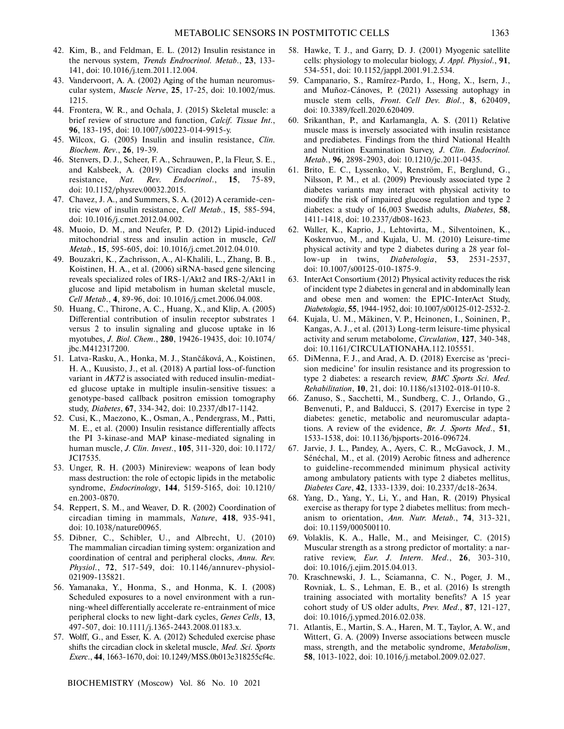42. Kim, B., and Feldman, E. L. (2012) Insulin resistance in the nervous system, *Trends Endrocrinol. Metab.*, **23**, 133-141, doi: 10.1016/j.tem.2011.12.004.
43. Vandervoort, A. A. (2002) Aging of the human neuromuscular system, *Muscle Nerve*, **25**, 17-25, doi: 10.1002/mus.1215.
44. Frontera, W. R., and Ochala, J. (2015) Skeletal muscle: a brief review of structure and function, *Calcif. Tissue Int.*, **96**, 183-195, doi: 10.1007/s00223-014-9915-y.
45. Wilcox, G. (2005) Insulin and insulin resistance, *Clin. Biochem. Rev.*, **26**, 19-39.
46. Stenvers, D. J., Scheer, F. A., Schrauwen, P., la Fleur, S. E., and Kalsbeek, A. (2019) Circadian clocks and insulin resistance, *Nat. Rev. Endocrinol.*, **15**, 75-89, doi: 10.1152/physrev.00032.2015.
47. Chavez, J. A., and Summers, S. A. (2012) A ceramide-centric view of insulin resistance, *Cell Metab.*, **15**, 585-594, doi: 10.1016/j.cmet.2012.04.002.
48. Muoio, D. M., and Neufer, P. D. (2012) Lipid-induced mitochondrial stress and insulin action in muscle, *Cell Metab.*, **15**, 595-605, doi: 10.1016/j.cmet.2012.04.010.
49. Bouzakri, K., Zachrisson, A., Al-Khalili, L., Zhang, B. B., Koistinen, H. A., et al. (2006) siRNA-based gene silencing reveals specialized roles of IRS-1/Akt2 and IRS-2/Akt1 in glucose and lipid metabolism in human skeletal muscle, *Cell Metab.*, **4**, 89-96, doi: 10.1016/j.cmet.2006.04.008.
50. Huang, C., Thirone, A. C., Huang, X., and Klip, A. (2005) Differential contribution of insulin receptor substrates 1 versus 2 to insulin signaling and glucose uptake in l6 myotubes, *J. Biol. Chem.*, **280**, 19426-19435, doi: 10.1074/jbc.M412317200.
51. Latva-Rasku, A., Honka, M. J., Stančáková, A., Koistinen, H. A., Kuusisto, J., et al. (2018) A partial loss-of-function variant in *AKT2* is associated with reduced insulin-mediated glucose uptake in multiple insulin-sensitive tissues: a genotype-based callback positron emission tomography study, *Diabetes*, **67**, 334-342, doi: 10.2337/db17-1142.
52. Cusi, K., Maezono, K., Osman, A., Pendergrass, M., Patti, M. E., et al. (2000) Insulin resistance differentially affects the PI 3-kinase-and MAP kinase-mediated signaling in human muscle, *J. Clin. Invest.*, **105**, 311-320, doi: 10.1172/JCI7535.
53. Unger, R. H. (2003) Minireview: weapons of lean body mass destruction: the role of ectopic lipids in the metabolic syndrome, *Endocrinology*, **144**, 5159-5165, doi: 10.1210/en.2003-0870.
54. Reppert, S. M., and Weaver, D. R. (2002) Coordination of circadian timing in mammals, *Nature*, **418**, 935-941, doi: 10.1038/nature00965.
55. Dibner, C., Schibler, U., and Albrecht, U. (2010) The mammalian circadian timing system: organization and coordination of central and peripheral clocks, *Annu. Rev. Physiol.*, **72**, 517-549, doi: 10.1146/annurev-physiol-021909-135821.
56. Yamanaka, Y., Honma, S., and Honma, K. I. (2008) Scheduled exposures to a novel environment with a running-wheel differentially accelerate re-entrainment of mice peripheral clocks to new light-dark cycles, *Genes Cells*, **13**, 497-507, doi: 10.1111/j.1365-2443.2008.01183.x.
57. Wolff, G., and Esser, K. A. (2012) Scheduled exercise phase shifts the circadian clock in skeletal muscle, *Med. Sci. Sports Exerc.*, **44**, 1663-1670, doi: 10.1249/MSS.0b013e318255cf4c.
58. Hawke, T. J., and Garry, D. J. (2001) Myogenic satellite cells: physiology to molecular biology, *J. Appl. Physiol.*, **91**, 534-551, doi: 10.1152/jappl.2001.91.2.534.
59. Campanario, S., Ramírez-Pardo, I., Hong, X., Isern, J., and Muñoz-Cánoves, P. (2021) Assessing autophagy in muscle stem cells, *Front. Cell Dev. Biol.*, **8**, 620409, doi: 10.3389/fcell.2020.620409.
60. Srikanthan, P., and Karlamangla, A. S. (2011) Relative muscle mass is inversely associated with insulin resistance and prediabetes. Findings from the third National Health and Nutrition Examination Survey, *J. Clin. Endocrinol. Metab.*, **96**, 2898-2903, doi: 10.1210/jc.2011-0435.
61. Brito, E. C., Lyssenko, V., Renström, F., Berglund, G., Nilsson, P. M., et al. (2009) Previously associated type 2 diabetes variants may interact with physical activity to modify the risk of impaired glucose regulation and type 2 diabetes: a study of 16,003 Swedish adults, *Diabetes*, **58**, 1411-1418, doi: 10.2337/db08-1623.
62. Waller, K., Kaprio, J., Lehtovirta, M., Silventoinen, K., Koskenvuo, M., and Kujala, U. M. (2010) Leisure-time physical activity and type 2 diabetes during a 28 year follow-up in twins, *Diabetologia*, **53**, 2531-2537, doi: 10.1007/s00125-010-1875-9.
63. InterAct Consortium (2012) Physical activity reduces the risk of incident type 2 diabetes in general and in abdominally lean and obese men and women: the EPIC-InterAct Study, *Diabetologia*, **55**, 1944-1952, doi: 10.1007/s00125-012-2532-2.
64. Kujala, U. M., Mäkinen, V. P., Heinonen, I., Soininen, P., Kangas, A. J., et al. (2013) Long-term leisure-time physical activity and serum metabolome, *Circulation*, **127**, 340-348, doi: 10.1161/CIRCULATIONAHA.112.105551.
65. DiMenna, F. J., and Arad, A. D. (2018) Exercise as 'precision medicine' for insulin resistance and its progression to type 2 diabetes: a research review, *BMC Sports Sci. Med. Rehabilitation*, **10**, 21, doi: 10.1186/s13102-018-0110-8.
66. Zanuso, S., Sacchetti, M., Sundberg, C. J., Orlando, G., Benvenuti, P., and Balducci, S. (2017) Exercise in type 2 diabetes: genetic, metabolic and neuromuscular adaptations. A review of the evidence, *Br. J. Sports Med.*, **51**, 1533-1538, doi: 10.1136/bjsports-2016-096724.
67. Jarvie, J. L., Pandey, A., Ayers, C. R., McGavock, J. M., Sénéchal, M., et al. (2019) Aerobic fitness and adherence to guideline-recommended minimum physical activity among ambulatory patients with type 2 diabetes mellitus, *Diabetes Care*, **42**, 1333-1339, doi: 10.2337/dc18-2634.
68. Yang, D., Yang, Y., Li, Y., and Han, R. (2019) Physical exercise as therapy for type 2 diabetes mellitus: from mechanism to orientation, *Ann. Nutr. Metab.*, **74**, 313-321, doi: 10.1159/000500110.
69. Volaklis, K. A., Halle, M., and Meisinger, C. (2015) Muscular strength as a strong predictor of mortality: a narrative review, *Eur. J. Intern. Med.*, **26**, 303-310, doi: 10.1016/j.ejim.2015.04.013.
70. Kraschnewski, J. L., Sciamanna, C. N., Poger, J. M., Rovniak, L. S., Lehman, E. B., et al. (2016) Is strength training associated with mortality benefits? A 15 year cohort study of US older adults, *Prev. Med.*, **87**, 121-127, doi: 10.1016/j.ypmed.2016.02.038.
71. Atlantis, E., Martin, S. A., Haren, M. T., Taylor, A. W., and Wittert, G. A. (2009) Inverse associations between muscle mass, strength, and the metabolic syndrome, *Metabolism*, **58**, 1013-1022, doi: 10.1016/j.metabol.2009.02.027.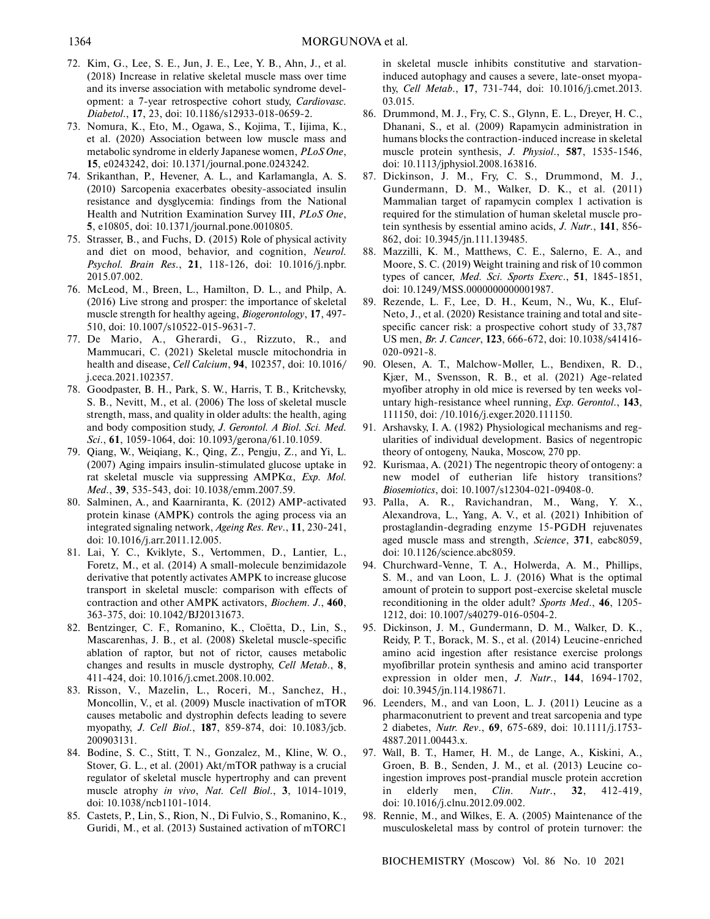72. Kim, G., Lee, S. E., Jun, J. E., Lee, Y. B., Ahn, J., et al. (2018) Increase in relative skeletal muscle mass over time and its inverse association with metabolic syndrome development: a 7-year retrospective cohort study, *Cardiovasc. Diabetol.*, **17**, 23, doi: 10.1186/s12933-018-0659-2.
73. Nomura, K., Eto, M., Ogawa, S., Kojima, T., Iijima, K., et al. (2020) Association between low muscle mass and metabolic syndrome in elderly Japanese women, *PLoS One*, **15**, e0243242, doi: 10.1371/journal.pone.0243242.
74. Srikanthan, P., Hevener, A. L., and Karlamangla, A. S. (2010) Sarcopenia exacerbates obesity-associated insulin resistance and dysglycemia: findings from the National Health and Nutrition Examination Survey III, *PLoS One*, **5**, e10805, doi: 10.1371/journal.pone.0010805.
75. Strasser, B., and Fuchs, D. (2015) Role of physical activity and diet on mood, behavior, and cognition, *Neurol. Psychol. Brain Res.*, **21**, 118-126, doi: 10.1016/j.npbr.2015.07.002.
76. McLeod, M., Breen, L., Hamilton, D. L., and Philp, A. (2016) Live strong and prosper: the importance of skeletal muscle strength for healthy ageing, *Biogerontology*, **17**, 497-510, doi: 10.1007/s10522-015-9631-7.
77. De Mario, A., Gherardi, G., Rizzuto, R., and Mammucari, C. (2021) Skeletal muscle mitochondria in health and disease, *Cell Calcium*, **94**, 102357, doi: 10.1016/j.ceca.2021.102357.
78. Goodpaster, B. H., Park, S. W., Harris, T. B., Kritchevsky, S. B., Nevitt, M., et al. (2006) The loss of skeletal muscle strength, mass, and quality in older adults: the health, aging and body composition study, *J. Gerontol. A Biol. Sci. Med. Sci.*, **61**, 1059-1064, doi: 10.1093/gerona/61.10.1059.
79. Qiang, W., Weiqiang, K., Qing, Z., Pengju, Z., and Yi, L. (2007) Aging impairs insulin-stimulated glucose uptake in rat skeletal muscle via suppressing AMPKα, *Exp. Mol. Med.*, **39**, 535-543, doi: 10.1038/emm.2007.59.
80. Salminen, A., and Kaarniranta, K. (2012) AMP-activated protein kinase (AMPK) controls the aging process via an integrated signaling network, *Ageing Res. Rev.*, **11**, 230-241, doi: 10.1016/j.arr.2011.12.005.
81. Lai, Y. C., Kviklyte, S., Vertommen, D., Lantier, L., Foretz, M., et al. (2014) A small-molecule benzimidazole derivative that potently activates AMPK to increase glucose transport in skeletal muscle: comparison with effects of contraction and other AMPK activators, *Biochem. J.*, **460**, 363-375, doi: 10.1042/BJ20131673.
82. Bentzinger, C. F., Romanino, K., Cloëtta, D., Lin, S., Mascarenhas, J. B., et al. (2008) Skeletal muscle-specific ablation of raptor, but not of rictor, causes metabolic changes and results in muscle dystrophy, *Cell Metab.*, **8**, 411-424, doi: 10.1016/j.cmet.2008.10.002.
83. Risson, V., Mazelin, L., Roceri, M., Sanchez, H., Moncollin, V., et al. (2009) Muscle inactivation of mTOR causes metabolic and dystrophin defects leading to severe myopathy, *J. Cell Biol.*, **187**, 859-874, doi: 10.1083/jcb.200903131.
84. Bodine, S. C., Stitt, T. N., Gonzalez, M., Kline, W. O., Stover, G. L., et al. (2001) Akt/mTOR pathway is a crucial regulator of skeletal muscle hypertrophy and can prevent muscle atrophy *in vivo*, *Nat. Cell Biol.*, **3**, 1014-1019, doi: 10.1038/ncb1101-1014.
85. Castets, P., Lin, S., Rion, N., Di Fulvio, S., Romanino, K., Guridi, M., et al. (2013) Sustained activation of mTORC1 in skeletal muscle inhibits constitutive and starvation-induced autophagy and causes a severe, late-onset myopathy, *Cell Metab.*, **17**, 731-744, doi: 10.1016/j.cmet.2013.03.015.
86. Drummond, M. J., Fry, C. S., Glynn, E. L., Dreyer, H. C., Dhanani, S., et al. (2009) Rapamycin administration in humans blocks the contraction-induced increase in skeletal muscle protein synthesis, *J. Physiol.*, **587**, 1535-1546, doi: 10.1113/jphysiol.2008.163816.
87. Dickinson, J. M., Fry, C. S., Drummond, M. J., Gundermann, D. M., Walker, D. K., et al. (2011) Mammalian target of rapamycin complex 1 activation is required for the stimulation of human skeletal muscle protein synthesis by essential amino acids, *J. Nutr.*, **141**, 856-862, doi: 10.3945/jn.111.139485.
88. Mazzilli, K. M., Matthews, C. E., Salerno, E. A., and Moore, S. C. (2019) Weight training and risk of 10 common types of cancer, *Med. Sci. Sports Exerc.*, **51**, 1845-1851, doi: 10.1249/MSS.0000000000001987.
89. Rezende, L. F., Lee, D. H., Keum, N., Wu, K., Eluf-Neto, J., et al. (2020) Resistance training and total and site-specific cancer risk: a prospective cohort study of 33,787 US men, *Br. J. Cancer*, **123**, 666-672, doi: 10.1038/s41416-020-0921-8.
90. Olesen, A. T., Malchow-Møller, L., Bendixen, R. D., Kjær, M., Svensson, R. B., et al. (2021) Age-related myofiber atrophy in old mice is reversed by ten weeks voluntary high-resistance wheel running, *Exp. Gerontol.*, **143**, 111150, doi: /10.1016/j.exger.2020.111150.
91. Arshavsky, I. A. (1982) Physiological mechanisms and regularities of individual development. Basics of negentropic theory of ontogeny, Nauka, Moscow, 270 pp.
92. Kurismaa, A. (2021) The negentropic theory of ontogeny: a new model of eutherian life history transitions? *Biosemiotics*, doi: 10.1007/s12304-021-09408-0.
93. Palla, A. R., Ravichandran, M., Wang, Y. X., Alexandrova, L., Yang, A. V., et al. (2021) Inhibition of prostaglandin-degrading enzyme 15-PGDH rejuvenates aged muscle mass and strength, *Science*, **371**, eabc8059, doi: 10.1126/science.abc8059.
94. Churchward-Venne, T. A., Holwerda, A. M., Phillips, S. M., and van Loon, L. J. (2016) What is the optimal amount of protein to support post-exercise skeletal muscle reconditioning in the older adult? *Sports Med.*, **46**, 1205-1212, doi: 10.1007/s40279-016-0504-2.
95. Dickinson, J. M., Gundermann, D. M., Walker, D. K., Reidy, P. T., Borack, M. S., et al. (2014) Leucine-enriched amino acid ingestion after resistance exercise prolongs myofibrillar protein synthesis and amino acid transporter expression in older men, *J. Nutr.*, **144**, 1694-1702, doi: 10.3945/jn.114.198671.
96. Leenders, M., and van Loon, L. J. (2011) Leucine as a pharmaconutrient to prevent and treat sarcopenia and type 2 diabetes, *Nutr. Rev.*, **69**, 675-689, doi: 10.1111/j.1753-4887.2011.00443.x.
97. Wall, B. T., Hamer, H. M., de Lange, A., Kiskini, A., Groen, B. B., Senden, J. M., et al. (2013) Leucine co-ingestion improves post-prandial muscle protein accretion in elderly men, *Clin. Nutr.*, **32**, 412-419, doi: 10.1016/j.clnu.2012.09.002.
98. Rennie, M., and Wilkes, E. A. (2005) Maintenance of the musculoskeletal mass by control of protein turnover: the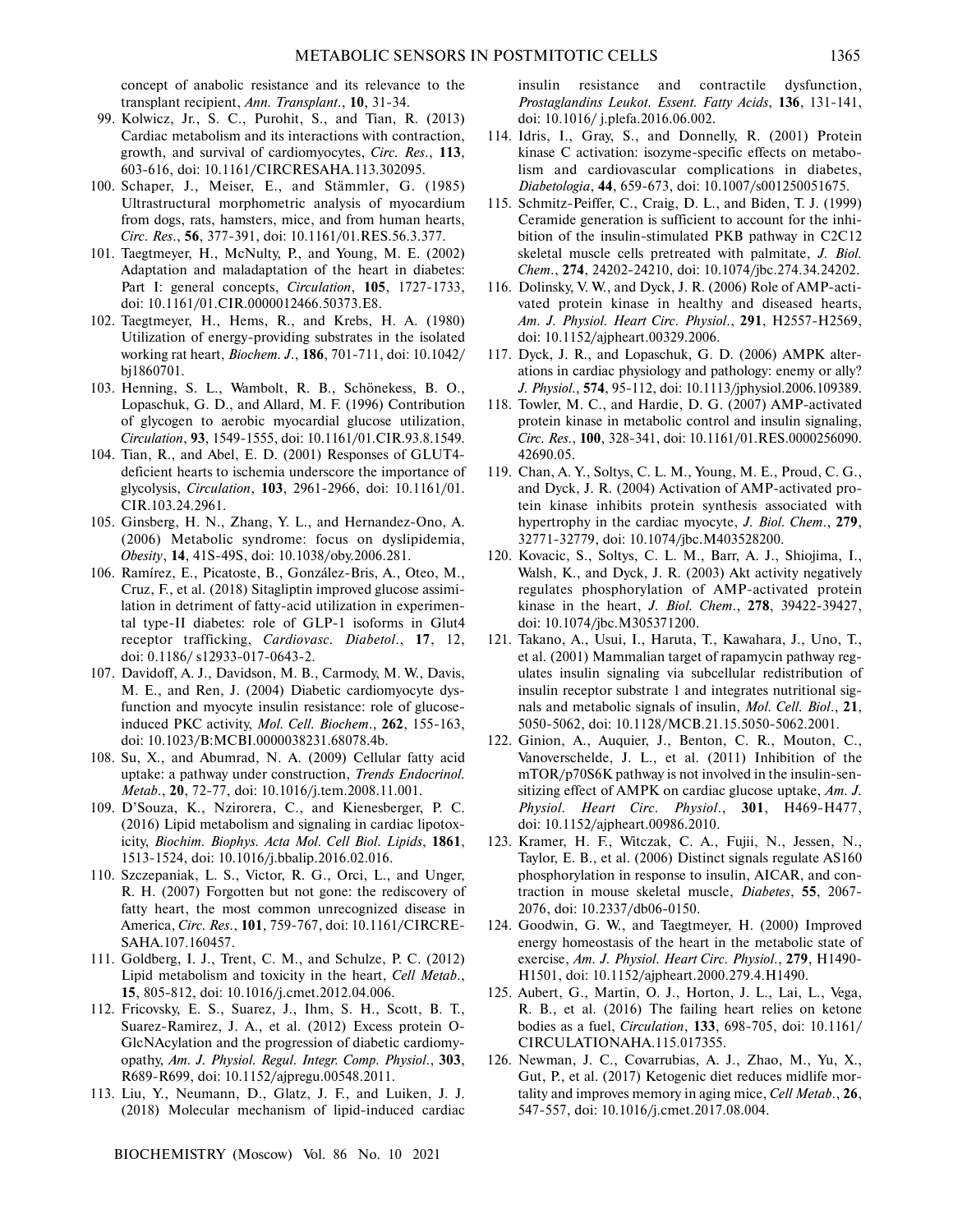concept of anabolic resistance and its relevance to the transplant recipient, *Ann. Transplant.*, **10**, 31-34.

99. Kolwicz, Jr., S. C., Purohit, S., and Tian, R. (2013) Cardiac metabolism and its interactions with contraction, growth, and survival of cardiomyocytes, *Circ. Res.*, **113**, 603-616, doi: 10.1161/CIRCRESAHA.113.302095.
100. Schaper, J., Meiser, E., and Stämmler, G. (1985) Ultrastructural morphometric analysis of myocardium from dogs, rats, hamsters, mice, and from human hearts, *Circ. Res.*, **56**, 377-391, doi: 10.1161/01.RES.56.3.377.
101. Taegtmeyer, H., McNulty, P., and Young, M. E. (2002) Adaptation and maladaptation of the heart in diabetes: Part I: general concepts, *Circulation*, **105**, 1727-1733, doi: 10.1161/01.CIR.0000012466.50373.E8.
102. Taegtmeyer, H., Hems, R., and Krebs, H. A. (1980) Utilization of energy-providing substrates in the isolated working rat heart, *Biochem. J.*, **186**, 701-711, doi: 10.1042/bj1860701.
103. Henning, S. L., Wambolt, R. B., Schönekess, B. O., Lopaschuk, G. D., and Allard, M. F. (1996) Contribution of glycogen to aerobic myocardial glucose utilization, *Circulation*, **93**, 1549-1555, doi: 10.1161/01.CIR.93.8.1549.
104. Tian, R., and Abel, E. D. (2001) Responses of GLUT4-deficient hearts to ischemia underscore the importance of glycolysis, *Circulation*, **103**, 2961-2966, doi: 10.1161/01.CIR.103.24.2961.
105. Ginsberg, H. N., Zhang, Y. L., and Hernandez-Ono, A. (2006) Metabolic syndrome: focus on dyslipidemia, *Obesity*, **14**, 41S-49S, doi: 10.1038/oby.2006.281.
106. Ramírez, E., Picatoste, B., González-Bris, A., Oteo, M., Cruz, F., et al. (2018) Sitagliptin improved glucose assimilation in detriment of fatty-acid utilization in experimental type-II diabetes: role of GLP-1 isoforms in Glut4 receptor trafficking, *Cardiovasc. Diabetol.*, **17**, 12, doi: 0.1186/ s12933-017-0643-2.
107. Davidoff, A. J., Davidson, M. B., Carmody, M. W., Davis, M. E., and Ren, J. (2004) Diabetic cardiomyocyte dysfunction and myocyte insulin resistance: role of glucose-induced PKC activity, *Mol. Cell. Biochem.*, **262**, 155-163, doi: 10.1023/B:MCBI.0000038231.68078.4b.
108. Su, X., and Abumrad, N. A. (2009) Cellular fatty acid uptake: a pathway under construction, *Trends Endocrinol. Metab.*, **20**, 72-77, doi: 10.1016/j.tem.2008.11.001.
109. D'Souza, K., Nzirorera, C., and Kienesberger, P. C. (2016) Lipid metabolism and signaling in cardiac lipotoxicity, *Biochim. Biophys. Acta Mol. Cell Biol. Lipids*, **1861**, 1513-1524, doi: 10.1016/j.bbalip.2016.02.016.
110. Szczepaniak, L. S., Victor, R. G., Orci, L., and Unger, R. H. (2007) Forgotten but not gone: the rediscovery of fatty heart, the most common unrecognized disease in America, *Circ. Res.*, **101**, 759-767, doi: 10.1161/CIRCRESAHA.107.160457.
111. Goldberg, I. J., Trent, C. M., and Schulze, P. C. (2012) Lipid metabolism and toxicity in the heart, *Cell Metab.*, **15**, 805-812, doi: 10.1016/j.cmet.2012.04.006.
112. Fricovsky, E. S., Suarez, J., Ihm, S. H., Scott, B. T., Suarez-Ramirez, J. A., et al. (2012) Excess protein O-GlcNAcylation and the progression of diabetic cardiomyopathy, *Am. J. Physiol. Regul. Integr. Comp. Physiol.*, **303**, R689-R699, doi: 10.1152/ajpregu.00548.2011.
113. Liu, Y., Neumann, D., Glatz, J. F., and Luiken, J. J. (2018) Molecular mechanism of lipid-induced cardiac insulin resistance and contractile dysfunction, *Prostaglandins Leukot. Essent. Fatty Acids*, **136**, 131-141, doi: 10.1016/ j.plefa.2016.06.002.
114. Idris, I., Gray, S., and Donnelly, R. (2001) Protein kinase C activation: isozyme-specific effects on metabolism and cardiovascular complications in diabetes, *Diabetologia*, **44**, 659-673, doi: 10.1007/s001250051675.
115. Schmitz-Peiffer, C., Craig, D. L., and Biden, T. J. (1999) Ceramide generation is sufficient to account for the inhibition of the insulin-stimulated PKB pathway in C2C12 skeletal muscle cells pretreated with palmitate, *J. Biol. Chem.*, **274**, 24202-24210, doi: 10.1074/jbc.274.34.24202.
116. Dolinsky, V. W., and Dyck, J. R. (2006) Role of AMP-activated protein kinase in healthy and diseased hearts, *Am. J. Physiol. Heart Circ. Physiol.*, **291**, H2557-H2569, doi: 10.1152/ajpheart.00329.2006.
117. Dyck, J. R., and Lopaschuk, G. D. (2006) AMPK alterations in cardiac physiology and pathology: enemy or ally? *J. Physiol.*, **574**, 95-112, doi: 10.1113/jphysiol.2006.109389.
118. Towler, M. C., and Hardie, D. G. (2007) AMP-activated protein kinase in metabolic control and insulin signaling, *Circ. Res.*, **100**, 328-341, doi: 10.1161/01.RES.0000256090.42690.05.
119. Chan, A. Y., Soltys, C. L. M., Young, M. E., Proud, C. G., and Dyck, J. R. (2004) Activation of AMP-activated protein kinase inhibits protein synthesis associated with hypertrophy in the cardiac myocyte, *J. Biol. Chem.*, **279**, 32771-32779, doi: 10.1074/jbc.M403528200.
120. Kovacic, S., Soltys, C. L. M., Barr, A. J., Shiojima, I., Walsh, K., and Dyck, J. R. (2003) Akt activity negatively regulates phosphorylation of AMP-activated protein kinase in the heart, *J. Biol. Chem.*, **278**, 39422-39427, doi: 10.1074/jbc.M305371200.
121. Takano, A., Usui, I., Haruta, T., Kawahara, J., Uno, T., et al. (2001) Mammalian target of rapamycin pathway regulates insulin signaling via subcellular redistribution of insulin receptor substrate 1 and integrates nutritional signals and metabolic signals of insulin, *Mol. Cell. Biol.*, **21**, 5050-5062, doi: 10.1128/MCB.21.15.5050-5062.2001.
122. Ginion, A., Auquier, J., Benton, C. R., Mouton, C., Vanoverschelde, J. L., et al. (2011) Inhibition of the mTOR/p70S6K pathway is not involved in the insulin-sensitizing effect of AMPK on cardiac glucose uptake, *Am. J. Physiol. Heart Circ. Physiol.*, **301**, H469-H477, doi: 10.1152/ajpheart.00986.2010.
123. Kramer, H. F., Witczak, C. A., Fujii, N., Jessen, N., Taylor, E. B., et al. (2006) Distinct signals regulate AS160 phosphorylation in response to insulin, AICAR, and contraction in mouse skeletal muscle, *Diabetes*, **55**, 2067-2076, doi: 10.2337/db06-0150.
124. Goodwin, G. W., and Taegtmeyer, H. (2000) Improved energy homeostasis of the heart in the metabolic state of exercise, *Am. J. Physiol. Heart Circ. Physiol.*, **279**, H1490-H1501, doi: 10.1152/ajpheart.2000.279.4.H1490.
125. Aubert, G., Martin, O. J., Horton, J. L., Lai, L., Vega, R. B., et al. (2016) The failing heart relies on ketone bodies as a fuel, *Circulation*, **133**, 698-705, doi: 10.1161/CIRCULATIONAHA.115.017355.
126. Newman, J. C., Covarrubias, A. J., Zhao, M., Yu, X., Gut, P., et al. (2017) Ketogenic diet reduces midlife mortality and improves memory in aging mice, *Cell Metab.*, **26**, 547-557, doi: 10.1016/j.cmet.2017.08.004.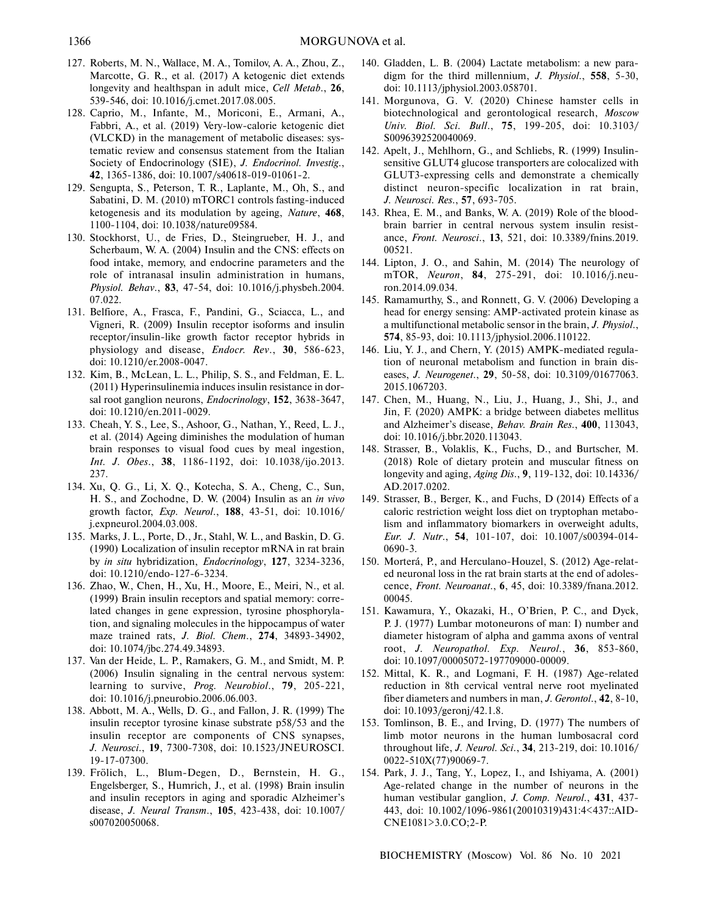127. Roberts, M. N., Wallace, M. A., Tomilov, A. A., Zhou, Z., Marcotte, G. R., et al. (2017) A ketogenic diet extends longevity and healthspan in adult mice, *Cell Metab.*, **26**, 539-546, doi: 10.1016/j.cmet.2017.08.005.

128. Caprio, M., Infante, M., Moriconi, E., Armani, A., Fabbri, A., et al. (2019) Very-low-calorie ketogenic diet (VLCKD) in the management of metabolic diseases: systematic review and consensus statement from the Italian Society of Endocrinology (SIE), *J. Endocrinol. Investig.*, **42**, 1365-1386, doi: 10.1007/s40618-019-01061-2.

129. Sengupta, S., Peterson, T. R., Laplante, M., Oh, S., and Sabatini, D. M. (2010) mTORC1 controls fasting-induced ketogenesis and its modulation by ageing, *Nature*, **468**, 1100-1104, doi: 10.1038/nature09584.

130. Stockhorst, U., de Fries, D., Steingrueber, H. J., and Scherbaum, W. A. (2004) Insulin and the CNS: effects on food intake, memory, and endocrine parameters and the role of intranasal insulin administration in humans, *Physiol. Behav.*, **83**, 47-54, doi: 10.1016/j.physbeh.2004.07.022.

131. Belfiore, A., Frasca, F., Pandini, G., Sciacca, L., and Vigneri, R. (2009) Insulin receptor isoforms and insulin receptor/insulin-like growth factor receptor hybrids in physiology and disease, *Endocr. Rev.*, **30**, 586-623, doi: 10.1210/er.2008-0047.

132. Kim, B., McLean, L. L., Philip, S. S., and Feldman, E. L. (2011) Hyperinsulinemia induces insulin resistance in dorsal root ganglion neurons, *Endocrinology*, **152**, 3638-3647, doi: 10.1210/en.2011-0029.

133. Cheah, Y. S., Lee, S., Ashoor, G., Nathan, Y., Reed, L. J., et al. (2014) Ageing diminishes the modulation of human brain responses to visual food cues by meal ingestion, *Int. J. Obes.*, **38**, 1186-1192, doi: 10.1038/ijo.2013.237.

134. Xu, Q. G., Li, X. Q., Kotecha, S. A., Cheng, C., Sun, H. S., and Zochodne, D. W. (2004) Insulin as an *in vivo* growth factor, *Exp. Neurol.*, **188**, 43-51, doi: 10.1016/j.expneurol.2004.03.008.

135. Marks, J. L., Porte, D., Jr., Stahl, W. L., and Baskin, D. G. (1990) Localization of insulin receptor mRNA in rat brain by *in situ* hybridization, *Endocrinology*, **127**, 3234-3236, doi: 10.1210/endo-127-6-3234.

136. Zhao, W., Chen, H., Xu, H., Moore, E., Meiri, N., et al. (1999) Brain insulin receptors and spatial memory: correlated changes in gene expression, tyrosine phosphorylation, and signaling molecules in the hippocampus of water maze trained rats, *J. Biol. Chem.*, **274**, 34893-34902, doi: 10.1074/jbc.274.49.34893.

137. Van der Heide, L. P., Ramakers, G. M., and Smidt, M. P. (2006) Insulin signaling in the central nervous system: learning to survive, *Prog. Neurobiol.*, **79**, 205-221, doi: 10.1016/j.pneurobio.2006.06.003.

138. Abbott, M. A., Wells, D. G., and Fallon, J. R. (1999) The insulin receptor tyrosine kinase substrate p58/53 and the insulin receptor are components of CNS synapses, *J. Neurosci.*, **19**, 7300-7308, doi: 10.1523/JNEUROSCI.19-17-07300.

139. Frölich, L., Blum-Degen, D., Bernstein, H. G., Engelsberger, S., Humrich, J., et al. (1998) Brain insulin and insulin receptors in aging and sporadic Alzheimer's disease, *J. Neural Transm.*, **105**, 423-438, doi: 10.1007/s007020050068.

140. Gladden, L. B. (2004) Lactate metabolism: a new paradigm for the third millennium, *J. Physiol.*, **558**, 5-30, doi: 10.1113/jphysiol.2003.058701.

141. Morgunova, G. V. (2020) Chinese hamster cells in biotechnological and gerontological research, *Moscow Univ. Biol. Sci. Bull.*, **75**, 199-205, doi: 10.3103/S0096392520040069.

142. Apelt, J., Mehlhorn, G., and Schliebs, R. (1999) Insulin-sensitive GLUT4 glucose transporters are colocalized with GLUT3-expressing cells and demonstrate a chemically distinct neuron-specific localization in rat brain, *J. Neurosci. Res.*, **57**, 693-705.

143. Rhea, E. M., and Banks, W. A. (2019) Role of the blood-brain barrier in central nervous system insulin resistance, *Front. Neurosci.*, **13**, 521, doi: 10.3389/fnins.2019.00521.

144. Lipton, J. O., and Sahin, M. (2014) The neurology of mTOR, *Neuron*, **84**, 275-291, doi: 10.1016/j.neuron.2014.09.034.

145. Ramamurthy, S., and Ronnett, G. V. (2006) Developing a head for energy sensing: AMP-activated protein kinase as a multifunctional metabolic sensor in the brain, *J. Physiol.*, **574**, 85-93, doi: 10.1113/jphysiol.2006.110122.

146. Liu, Y. J., and Chern, Y. (2015) AMPK-mediated regulation of neuronal metabolism and function in brain diseases, *J. Neurogenet.*, **29**, 50-58, doi: 10.3109/01677063.2015.1067203.

147. Chen, M., Huang, N., Liu, J., Huang, J., Shi, J., and Jin, F. (2020) AMPK: a bridge between diabetes mellitus and Alzheimer's disease, *Behav. Brain Res.*, **400**, 113043, doi: 10.1016/j.bbr.2020.113043.

148. Strasser, B., Volaklis, K., Fuchs, D., and Burtscher, M. (2018) Role of dietary protein and muscular fitness on longevity and aging, *Aging Dis.*, **9**, 119-132, doi: 10.14336/AD.2017.0202.

149. Strasser, B., Berger, K., and Fuchs, D (2014) Effects of a caloric restriction weight loss diet on tryptophan metabolism and inflammatory biomarkers in overweight adults, *Eur. J. Nutr.*, **54**, 101-107, doi: 10.1007/s00394-014-0690-3.

150. Morterá, P., and Herculano-Houzel, S. (2012) Age-related neuronal loss in the rat brain starts at the end of adolescence, *Front. Neuroanat.*, **6**, 45, doi: 10.3389/fnana.2012.00045.

151. Kawamura, Y., Okazaki, H., O'Brien, P. C., and Dyck, P. J. (1977) Lumbar motoneurons of man: I) number and diameter histogram of alpha and gamma axons of ventral root, *J. Neuropathol. Exp. Neurol.*, **36**, 853-860, doi: 10.1097/00005072-197709000-00009.

152. Mittal, K. R., and Logmani, F. H. (1987) Age-related reduction in 8th cervical ventral nerve root myelinated fiber diameters and numbers in man, *J. Gerontol.*, **42**, 8-10, doi: 10.1093/geronj/42.1.8.

153. Tomlinson, B. E., and Irving, D. (1977) The numbers of limb motor neurons in the human lumbosacral cord throughout life, *J. Neurol. Sci.*, **34**, 213-219, doi: 10.1016/0022-510X(77)90069-7.

154. Park, J. J., Tang, Y., Lopez, I., and Ishiyama, A. (2001) Age-related change in the number of neurons in the human vestibular ganglion, *J. Comp. Neurol.*, **431**, 437-443, doi: 10.1002/1096-9861(20010319)431:4<437::AID-CNE1081>3.0.CO;2-P.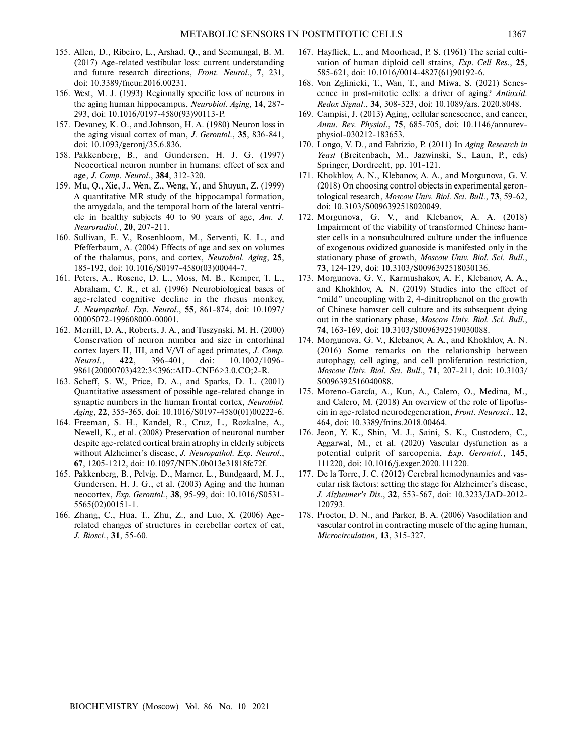155. Allen, D., Ribeiro, L., Arshad, Q., and Seemungal, B. M. (2017) Age-related vestibular loss: current understanding and future research directions, *Front. Neurol.*, **7**, 231, doi: 10.3389/fneur.2016.00231.
156. West, M. J. (1993) Regionally specific loss of neurons in the aging human hippocampus, *Neurobiol. Aging*, **14**, 287-293, doi: 10.1016/0197-4580(93)90113-P.
157. Devaney, K. O., and Johnson, H. A. (1980) Neuron loss in the aging visual cortex of man, *J. Gerontol.*, **35**, 836-841, doi: 10.1093/geronj/35.6.836.
158. Pakkenberg, B., and Gundersen, H. J. G. (1997) Neocortical neuron number in humans: effect of sex and age, *J. Comp. Neurol.*, **384**, 312-320.
159. Mu, Q., Xie, J., Wen, Z., Weng, Y., and Shuyun, Z. (1999) A quantitative MR study of the hippocampal formation, the amygdala, and the temporal horn of the lateral ventricle in healthy subjects 40 to 90 years of age, *Am. J. Neuroradiol.*, **20**, 207-211.
160. Sullivan, E. V., Rosenbloom, M., Serventi, K. L., and Pfefferbaum, A. (2004) Effects of age and sex on volumes of the thalamus, pons, and cortex, *Neurobiol. Aging*, **25**, 185-192, doi: 10.1016/S0197-4580(03)00044-7.
161. Peters, A., Rosene, D. L., Moss, M. B., Kemper, T. L., Abraham, C. R., et al. (1996) Neurobiological bases of age-related cognitive decline in the rhesus monkey, *J. Neuropathol. Exp. Neurol.*, **55**, 861-874, doi: 10.1097/00005072-199608000-00001.
162. Merrill, D. A., Roberts, J. A., and Tuszynski, M. H. (2000) Conservation of neuron number and size in entorhinal cortex layers II, III, and V/VI of aged primates, *J. Comp. Neurol.*, **422**, 396-401, doi: 10.1002/1096-9861(20000703)422:3<396::AID-CNE6>3.0.CO;2-R.
163. Scheff, S. W., Price, D. A., and Sparks, D. L. (2001) Quantitative assessment of possible age-related change in synaptic numbers in the human frontal cortex, *Neurobiol. Aging*, **22**, 355-365, doi: 10.1016/S0197-4580(01)00222-6.
164. Freeman, S. H., Kandel, R., Cruz, L., Rozkalne, A., Newell, K., et al. (2008) Preservation of neuronal number despite age-related cortical brain atrophy in elderly subjects without Alzheimer's disease, *J. Neuropathol. Exp. Neurol.*, **67**, 1205-1212, doi: 10.1097/NEN.0b013e31818fc72f.
165. Pakkenberg, B., Pelvig, D., Marner, L., Bundgaard, M. J., Gundersen, H. J. G., et al. (2003) Aging and the human neocortex, *Exp. Gerontol.*, **38**, 95-99, doi: 10.1016/S0531-5565(02)00151-1.
166. Zhang, C., Hua, T., Zhu, Z., and Luo, X. (2006) Age-related changes of structures in cerebellar cortex of cat, *J. Biosci.*, **31**, 55-60.
167. Hayflick, L., and Moorhead, P. S. (1961) The serial cultivation of human diploid cell strains, *Exp. Cell Res.*, **25**, 585-621, doi: 10.1016/0014-4827(61)90192-6.
168. Von Zglinicki, T., Wan, T., and Miwa, S. (2021) Senescence in post-mitotic cells: a driver of aging? *Antioxid. Redox Signal.*, **34**, 308-323, doi: 10.1089/ars. 2020.8048.
169. Campisi, J. (2013) Aging, cellular senescence, and cancer, *Annu. Rev. Physiol.*, **75**, 685-705, doi: 10.1146/annurev-physiol-030212-183653.
170. Longo, V. D., and Fabrizio, P. (2011) In *Aging Research in Yeast* (Breitenbach, M., Jazwinski, S., Laun, P., eds) Springer, Dordrecht, pp. 101-121.
171. Khokhlov, A. N., Klebanov, A. A., and Morgunova, G. V. (2018) On choosing control objects in experimental gerontological research, *Moscow Univ. Biol. Sci. Bull.*, **73**, 59-62, doi: 10.3103/S0096392518020049.
172. Morgunova, G. V., and Klebanov, A. A. (2018) Impairment of the viability of transformed Chinese hamster cells in a nonsubcultured culture under the influence of exogenous oxidized guanoside is manifested only in the stationary phase of growth, *Moscow Univ. Biol. Sci. Bull.*, **73**, 124-129, doi: 10.3103/S0096392518030136.
173. Morgunova, G. V., Karmushakov, A. F., Klebanov, A. A., and Khokhlov, A. N. (2019) Studies into the effect of "mild" uncoupling with 2, 4-dinitrophenol on the growth of Chinese hamster cell culture and its subsequent dying out in the stationary phase, *Moscow Univ. Biol. Sci. Bull.*, **74**, 163-169, doi: 10.3103/S0096392519030088.
174. Morgunova, G. V., Klebanov, A. A., and Khokhlov, A. N. (2016) Some remarks on the relationship between autophagy, cell aging, and cell proliferation restriction, *Moscow Univ. Biol. Sci. Bull.*, **71**, 207-211, doi: 10.3103/S0096392516040088.
175. Moreno-García, A., Kun, A., Calero, O., Medina, M., and Calero, M. (2018) An overview of the role of lipofuscin in age-related neurodegeneration, *Front. Neurosci.*, **12**, 464, doi: 10.3389/fnins.2018.00464.
176. Jeon, Y. K., Shin, M. J., Saini, S. K., Custodero, C., Aggarwal, M., et al. (2020) Vascular dysfunction as a potential culprit of sarcopenia, *Exp. Gerontol.*, **145**, 111220, doi: 10.1016/j.exger.2020.111220.
177. De la Torre, J. C. (2012) Cerebral hemodynamics and vascular risk factors: setting the stage for Alzheimer's disease, *J. Alzheimer's Dis.*, **32**, 553-567, doi: 10.3233/JAD-2012-120793.
178. Proctor, D. N., and Parker, B. A. (2006) Vasodilation and vascular control in contracting muscle of the aging human, *Microcirculation*, **13**, 315-327.